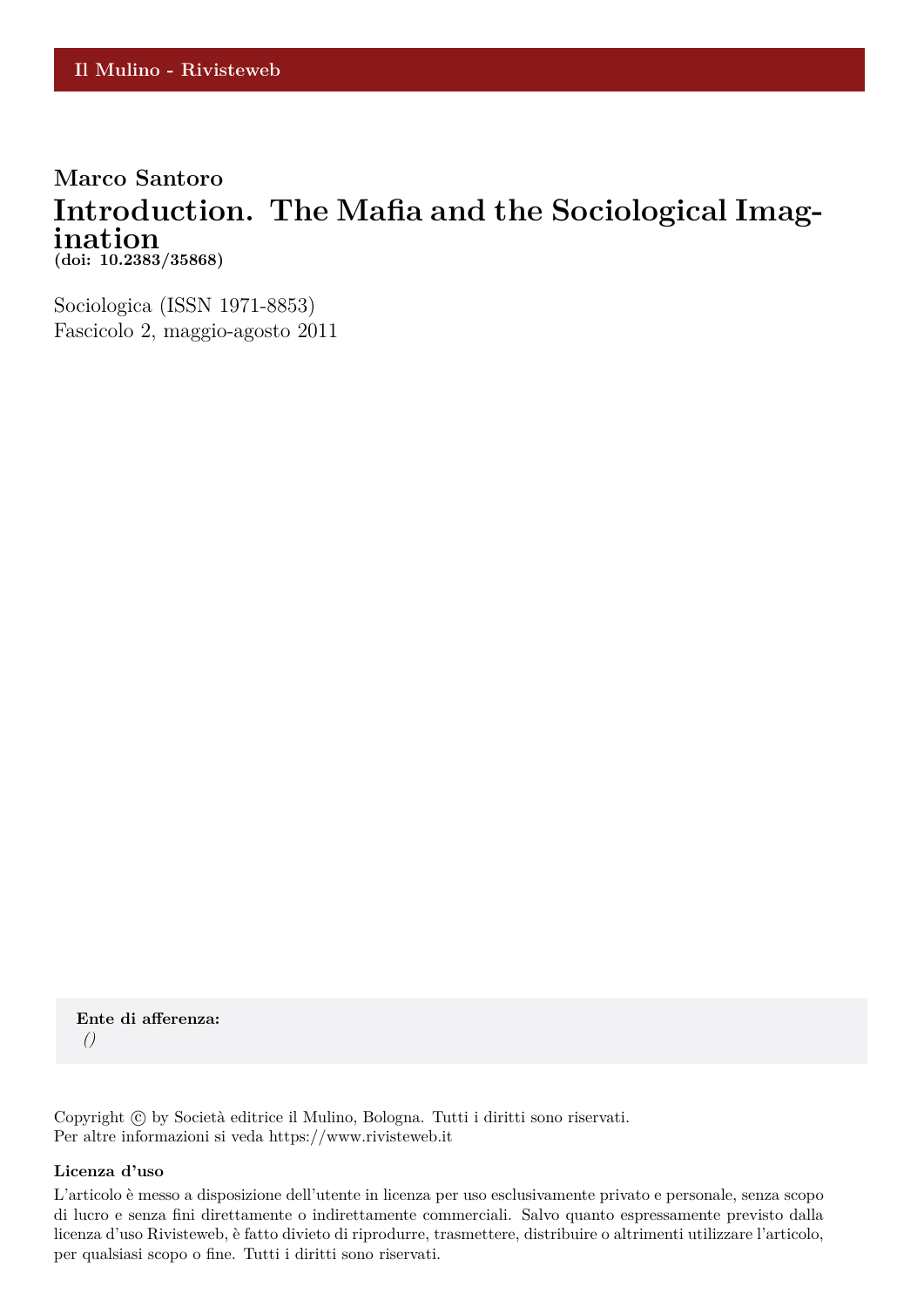Il Mulino - Rivisteweb

**Marco Santoro**

# Introduction. The Mafia and the Sociological Imagination

**(doi: 10.2383/35868)**

Sociologica (ISSN 1971-8853)
Fascicolo 2, maggio-agosto 2011

**Ente di afferenza:**
*()*

Copyright © by Società editrice il Mulino, Bologna. Tutti i diritti sono riservati.
Per altre informazioni si veda https://www.rivisteweb.it

**Licenza d'uso**

L'articolo è messo a disposizione dell'utente in licenza per uso esclusivamente privato e personale, senza scopo di lucro e senza fini direttamente o indirettamente commerciali. Salvo quanto espressamente previsto dalla licenza d'uso Rivisteweb, è fatto divieto di riprodurre, trasmettere, distribuire o altrimenti utilizzare l'articolo, per qualsiasi scopo o fine. Tutti i diritti sono riservati.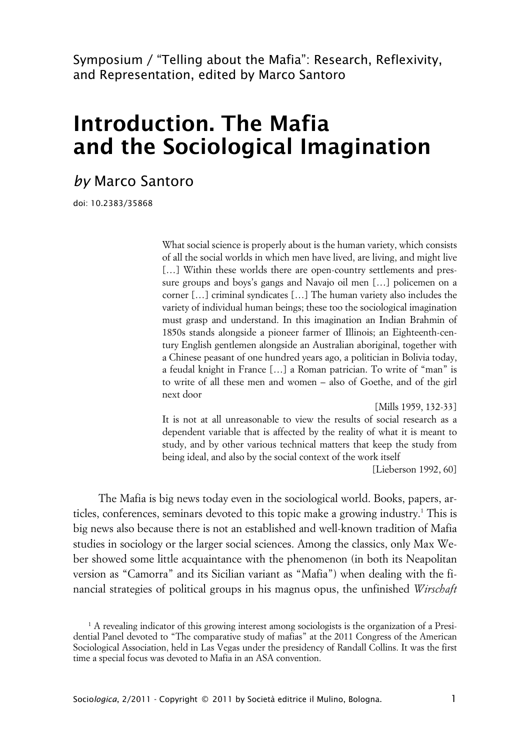Symposium / "Telling about the Mafia": Research, Reflexivity, and Representation, edited by Marco Santoro

# Introduction. The Mafia and the Sociological Imagination

*by* Marco Santoro

doi: 10.2383/35868

> What social science is properly about is the human variety, which consists of all the social worlds in which men have lived, are living, and might live […] Within these worlds there are open-country settlements and pressure groups and boys's gangs and Navajo oil men […] policemen on a corner […] criminal syndicates […] The human variety also includes the variety of individual human beings; these too the sociological imagination must grasp and understand. In this imagination an Indian Brahmin of 1850s stands alongside a pioneer farmer of Illinois; an Eighteenth-century English gentlemen alongside an Australian aboriginal, together with a Chinese peasant of one hundred years ago, a politician in Bolivia today, a feudal knight in France […] a Roman patrician. To write of "man" is to write of all these men and women – also of Goethe, and of the girl next door
>
> [Mills 1959, 132-33]

> It is not at all unreasonable to view the results of social research as a dependent variable that is affected by the reality of what it is meant to study, and by other various technical matters that keep the study from being ideal, and also by the social context of the work itself
>
> [Lieberson 1992, 60]

The Mafia is big news today even in the sociological world. Books, papers, articles, conferences, seminars devoted to this topic make a growing industry.[1] This is big news also because there is not an established and well-known tradition of Mafia studies in sociology or the larger social sciences. Among the classics, only Max Weber showed some little acquaintance with the phenomenon (in both its Neapolitan version as "Camorra" and its Sicilian variant as "Mafia") when dealing with the financial strategies of political groups in his magnus opus, the unfinished *Wirschaft*

[1] A revealing indicator of this growing interest among sociologists is the organization of a Presidential Panel devoted to "The comparative study of mafias" at the 2011 Congress of the American Sociological Association, held in Las Vegas under the presidency of Randall Collins. It was the first time a special focus was devoted to Mafia in an ASA convention.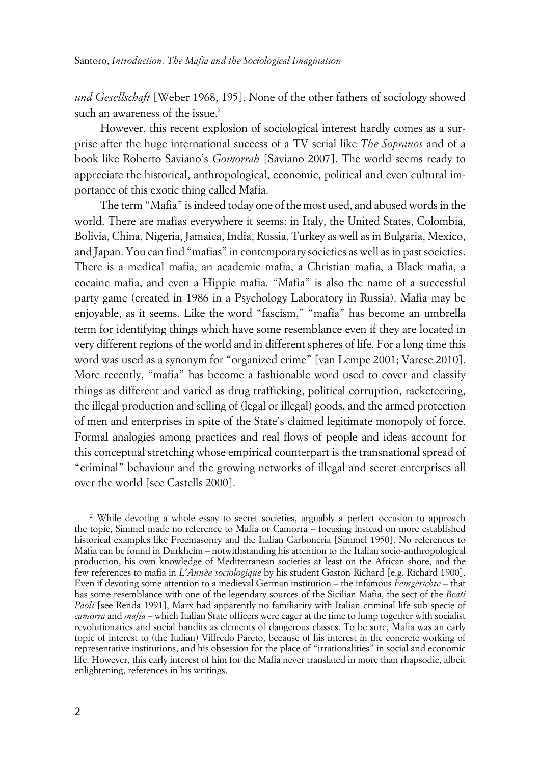*und Gesellschaft* [Weber 1968, 195]. None of the other fathers of sociology showed such an awareness of the issue.[2]

However, this recent explosion of sociological interest hardly comes as a surprise after the huge international success of a TV serial like *The Sopranos* and of a book like Roberto Saviano's *Gomorrah* [Saviano 2007]. The world seems ready to appreciate the historical, anthropological, economic, political and even cultural importance of this exotic thing called Mafia.

The term "Mafia" is indeed today one of the most used, and abused words in the world. There are mafias everywhere it seems: in Italy, the United States, Colombia, Bolivia, China, Nigeria, Jamaica, India, Russia, Turkey as well as in Bulgaria, Mexico, and Japan. You can find "mafias" in contemporary societies as well as in past societies. There is a medical mafia, an academic mafia, a Christian mafia, a Black mafia, a cocaine mafia, and even a Hippie mafia. "Mafia" is also the name of a successful party game (created in 1986 in a Psychology Laboratory in Russia). Mafia may be enjoyable, as it seems. Like the word "fascism," "mafia" has become an umbrella term for identifying things which have some resemblance even if they are located in very different regions of the world and in different spheres of life. For a long time this word was used as a synonym for "organized crime" [van Lempe 2001; Varese 2010]. More recently, "mafia" has become a fashionable word used to cover and classify things as different and varied as drug trafficking, political corruption, racketeering, the illegal production and selling of (legal or illegal) goods, and the armed protection of men and enterprises in spite of the State's claimed legitimate monopoly of force. Formal analogies among practices and real flows of people and ideas account for this conceptual stretching whose empirical counterpart is the transnational spread of "criminal" behaviour and the growing networks of illegal and secret enterprises all over the world [see Castells 2000].

[2] While devoting a whole essay to secret societies, arguably a perfect occasion to approach the topic, Simmel made no reference to Mafia or Camorra – focusing instead on more established historical examples like Freemasonry and the Italian Carboneria [Simmel 1950]. No references to Mafia can be found in Durkheim – notwithstanding his attention to the Italian socio-anthropological production, his own knowledge of Mediterranean societies at least on the African shore, and the few references to mafia in *L'Annèe sociologique* by his student Gaston Richard [e.g. Richard 1900]. Even if devoting some attention to a medieval German institution – the infamous *Femgerichte* – that has some resemblance with one of the legendary sources of the Sicilian Mafia, the sect of the *Beati Paoli* [see Renda 1991], Marx had apparently no familiarity with Italian criminal life sub specie of *camorra* and *mafia* – which Italian State officers were eager at the time to lump together with socialist revolutionaries and social bandits as elements of dangerous classes. To be sure, Mafia was an early topic of interest to (the Italian) Vilfredo Pareto, because of his interest in the concrete working of representative institutions, and his obsession for the place of "irrationalities" in social and economic life. However, this early interest of him for the Mafia never translated in more than rhapsodic, albeit enlightening, references in his writings.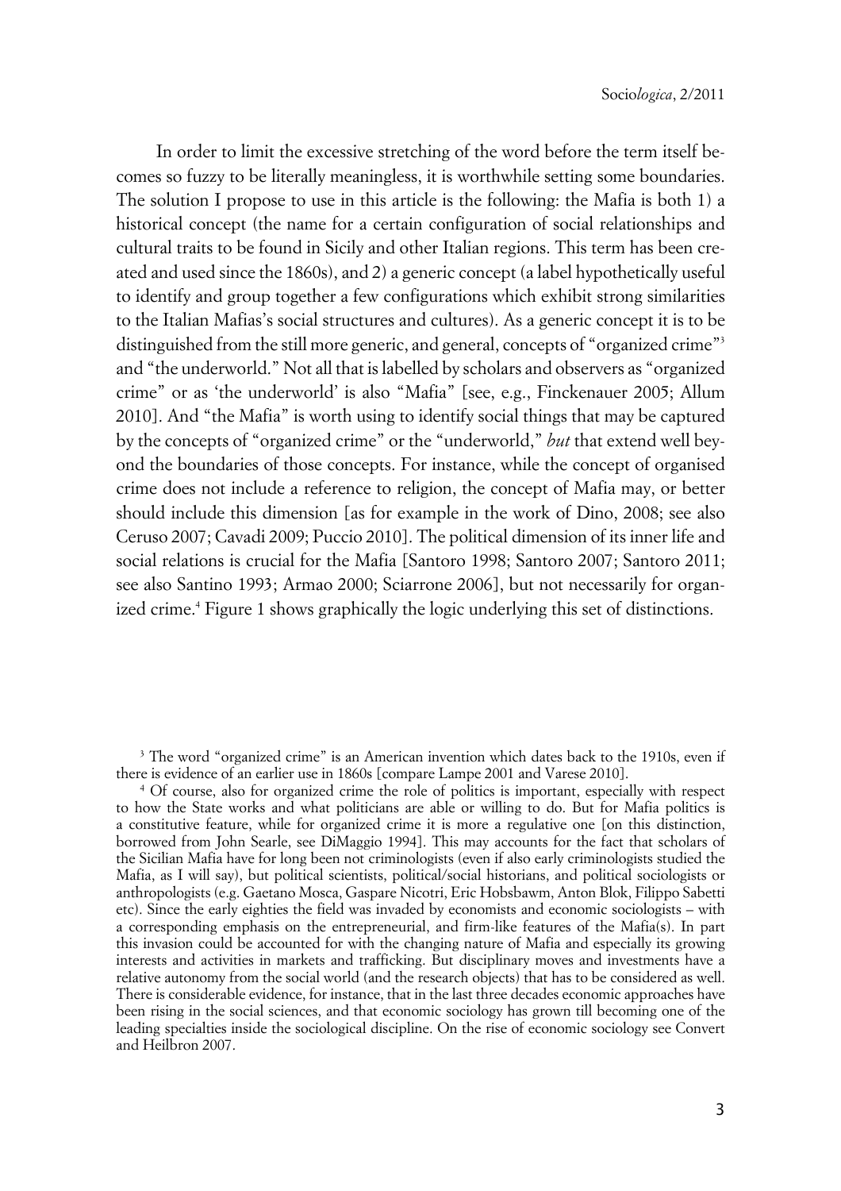In order to limit the excessive stretching of the word before the term itself becomes so fuzzy to be literally meaningless, it is worthwhile setting some boundaries. The solution I propose to use in this article is the following: the Mafia is both 1) a historical concept (the name for a certain configuration of social relationships and cultural traits to be found in Sicily and other Italian regions. This term has been created and used since the 1860s), and 2) a generic concept (a label hypothetically useful to identify and group together a few configurations which exhibit strong similarities to the Italian Mafias's social structures and cultures). As a generic concept it is to be distinguished from the still more generic, and general, concepts of "organized crime"[3] and "the underworld." Not all that is labelled by scholars and observers as "organized crime" or as 'the underworld' is also "Mafia" [see, e.g., Finckenauer 2005; Allum 2010]. And "the Mafia" is worth using to identify social things that may be captured by the concepts of "organized crime" or the "underworld," *but* that extend well beyond the boundaries of those concepts. For instance, while the concept of organised crime does not include a reference to religion, the concept of Mafia may, or better should include this dimension [as for example in the work of Dino, 2008; see also Ceruso 2007; Cavadi 2009; Puccio 2010]. The political dimension of its inner life and social relations is crucial for the Mafia [Santoro 1998; Santoro 2007; Santoro 2011; see also Santino 1993; Armao 2000; Sciarrone 2006], but not necessarily for organized crime.[4] Figure 1 shows graphically the logic underlying this set of distinctions.

[3] The word "organized crime" is an American invention which dates back to the 1910s, even if there is evidence of an earlier use in 1860s [compare Lampe 2001 and Varese 2010].

[4] Of course, also for organized crime the role of politics is important, especially with respect to how the State works and what politicians are able or willing to do. But for Mafia politics is a constitutive feature, while for organized crime it is more a regulative one [on this distinction, borrowed from John Searle, see DiMaggio 1994]. This may accounts for the fact that scholars of the Sicilian Mafia have for long been not criminologists (even if also early criminologists studied the Mafia, as I will say), but political scientists, political/social historians, and political sociologists or anthropologists (e.g. Gaetano Mosca, Gaspare Nicotri, Eric Hobsbawm, Anton Blok, Filippo Sabetti etc). Since the early eighties the field was invaded by economists and economic sociologists – with a corresponding emphasis on the entrepreneurial, and firm-like features of the Mafia(s). In part this invasion could be accounted for with the changing nature of Mafia and especially its growing interests and activities in markets and trafficking. But disciplinary moves and investments have a relative autonomy from the social world (and the research objects) that has to be considered as well. There is considerable evidence, for instance, that in the last three decades economic approaches have been rising in the social sciences, and that economic sociology has grown till becoming one of the leading specialties inside the sociological discipline. On the rise of economic sociology see Convert and Heilbron 2007.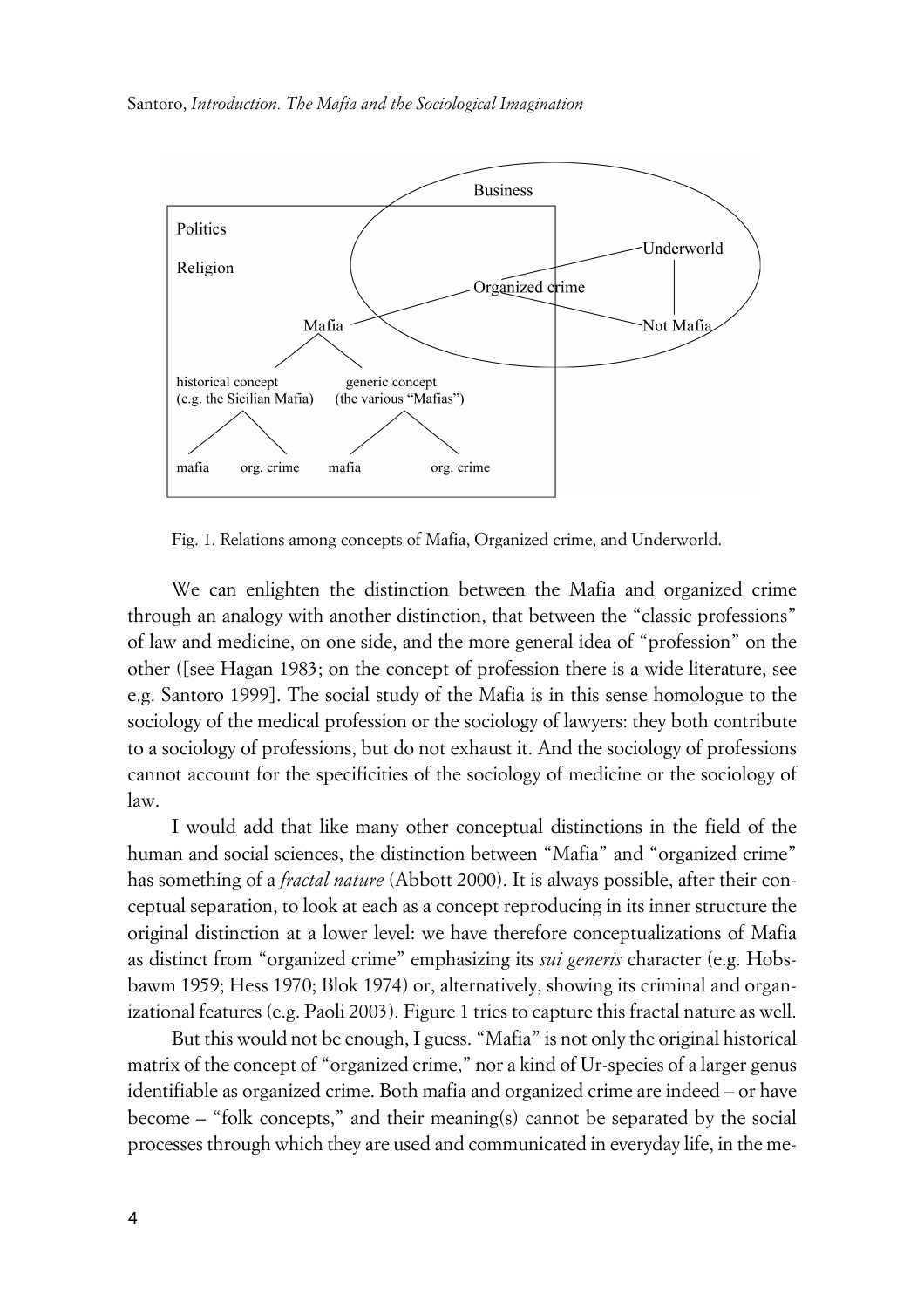Fig. 1. Relations among concepts of Mafia, Organized crime, and Underworld.

We can enlighten the distinction between the Mafia and organized crime through an analogy with another distinction, that between the "classic professions" of law and medicine, on one side, and the more general idea of "profession" on the other ([see Hagan 1983; on the concept of profession there is a wide literature, see e.g. Santoro 1999]. The social study of the Mafia is in this sense homologue to the sociology of the medical profession or the sociology of lawyers: they both contribute to a sociology of professions, but do not exhaust it. And the sociology of professions cannot account for the specificities of the sociology of medicine or the sociology of law.

I would add that like many other conceptual distinctions in the field of the human and social sciences, the distinction between "Mafia" and "organized crime" has something of a *fractal nature* (Abbott 2000). It is always possible, after their conceptual separation, to look at each as a concept reproducing in its inner structure the original distinction at a lower level: we have therefore conceptualizations of Mafia as distinct from "organized crime" emphasizing its *sui generis* character (e.g. Hobsbawm 1959; Hess 1970; Blok 1974) or, alternatively, showing its criminal and organizational features (e.g. Paoli 2003). Figure 1 tries to capture this fractal nature as well.

But this would not be enough, I guess. "Mafia" is not only the original historical matrix of the concept of "organized crime," nor a kind of Ur-species of a larger genus identifiable as organized crime. Both mafia and organized crime are indeed – or have become – "folk concepts," and their meaning(s) cannot be separated by the social processes through which they are used and communicated in everyday life, in the me-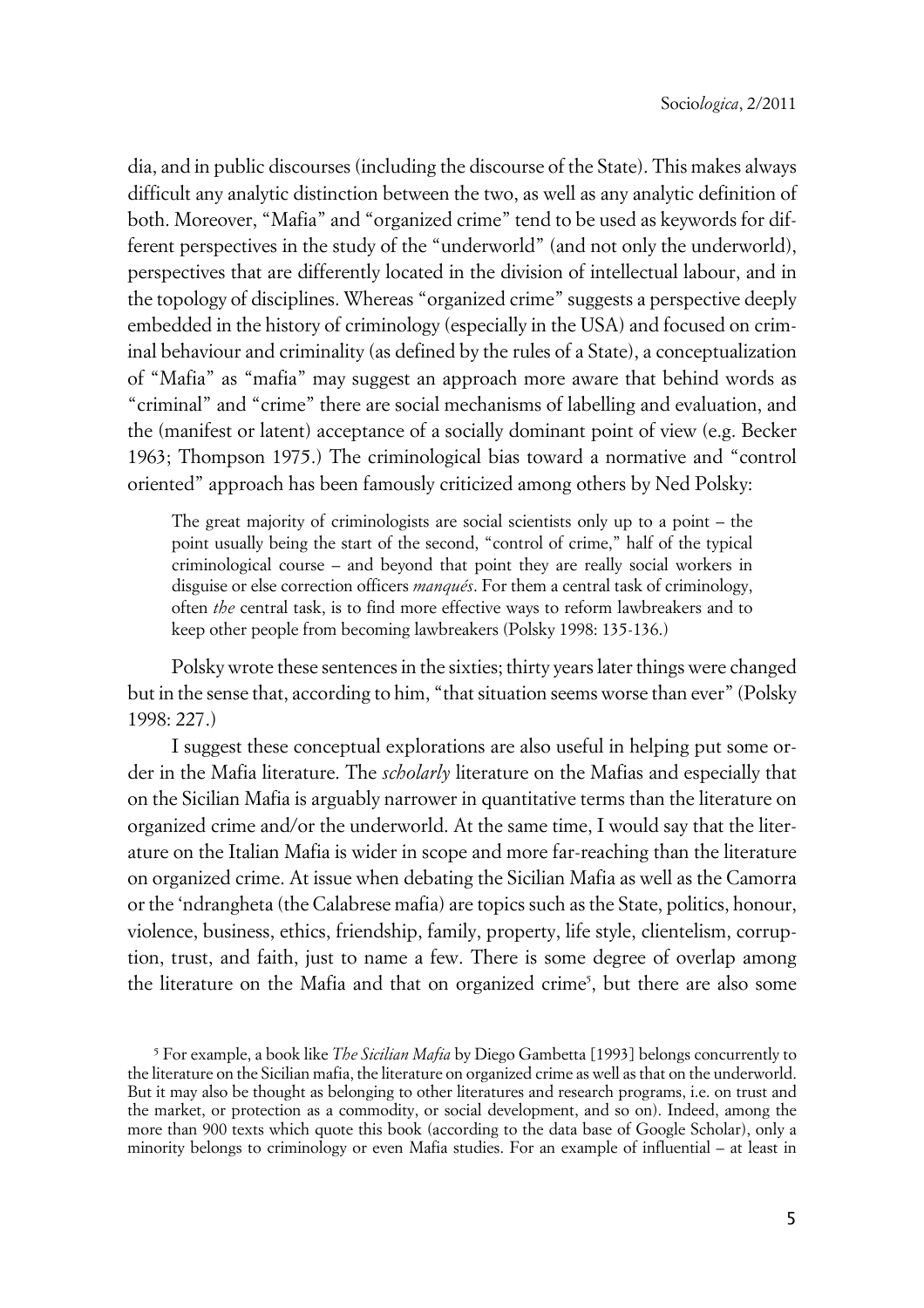dia, and in public discourses (including the discourse of the State). This makes always difficult any analytic distinction between the two, as well as any analytic definition of both. Moreover, "Mafia" and "organized crime" tend to be used as keywords for different perspectives in the study of the "underworld" (and not only the underworld), perspectives that are differently located in the division of intellectual labour, and in the topology of disciplines. Whereas "organized crime" suggests a perspective deeply embedded in the history of criminology (especially in the USA) and focused on criminal behaviour and criminality (as defined by the rules of a State), a conceptualization of "Mafia" as "mafia" may suggest an approach more aware that behind words as "criminal" and "crime" there are social mechanisms of labelling and evaluation, and the (manifest or latent) acceptance of a socially dominant point of view (e.g. Becker 1963; Thompson 1975.) The criminological bias toward a normative and "control oriented" approach has been famously criticized among others by Ned Polsky:

> The great majority of criminologists are social scientists only up to a point – the point usually being the start of the second, "control of crime," half of the typical criminological course – and beyond that point they are really social workers in disguise or else correction officers *manqués*. For them a central task of criminology, often *the* central task, is to find more effective ways to reform lawbreakers and to keep other people from becoming lawbreakers (Polsky 1998: 135-136.)

Polsky wrote these sentences in the sixties; thirty years later things were changed but in the sense that, according to him, "that situation seems worse than ever" (Polsky 1998: 227.)

I suggest these conceptual explorations are also useful in helping put some order in the Mafia literature. The *scholarly* literature on the Mafias and especially that on the Sicilian Mafia is arguably narrower in quantitative terms than the literature on organized crime and/or the underworld. At the same time, I would say that the literature on the Italian Mafia is wider in scope and more far-reaching than the literature on organized crime. At issue when debating the Sicilian Mafia as well as the Camorra or the 'ndrangheta (the Calabrese mafia) are topics such as the State, politics, honour, violence, business, ethics, friendship, family, property, life style, clientelism, corruption, trust, and faith, just to name a few. There is some degree of overlap among the literature on the Mafia and that on organized crime[5], but there are also some

[5] For example, a book like *The Sicilian Mafia* by Diego Gambetta [1993] belongs concurrently to the literature on the Sicilian mafia, the literature on organized crime as well as that on the underworld. But it may also be thought as belonging to other literatures and research programs, i.e. on trust and the market, or protection as a commodity, or social development, and so on). Indeed, among the more than 900 texts which quote this book (according to the data base of Google Scholar), only a minority belongs to criminology or even Mafia studies. For an example of influential – at least in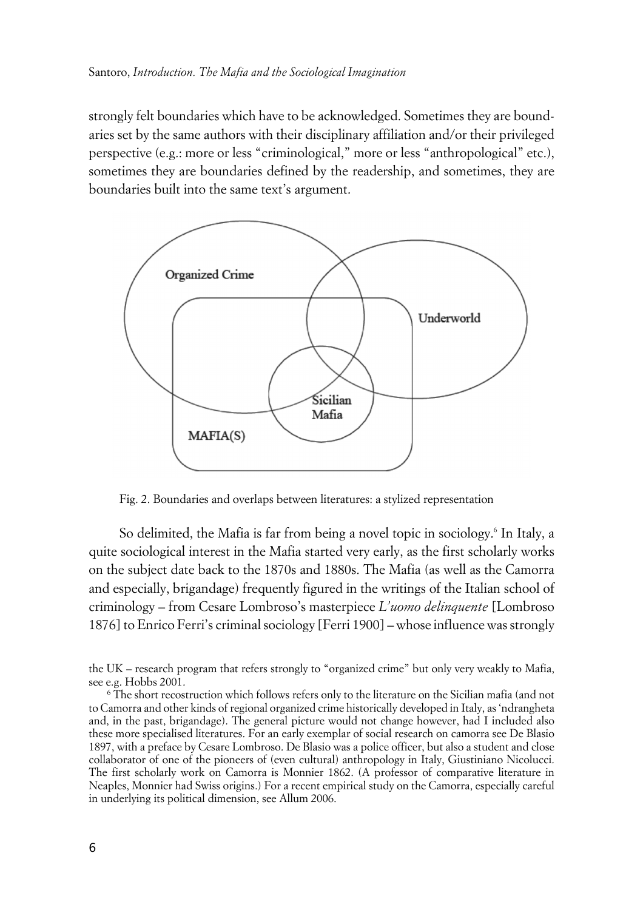strongly felt boundaries which have to be acknowledged. Sometimes they are boundaries set by the same authors with their disciplinary affiliation and/or their privileged perspective (e.g.: more or less "criminological," more or less "anthropological" etc.), sometimes they are boundaries defined by the readership, and sometimes, they are boundaries built into the same text's argument.

Fig. 2. Boundaries and overlaps between literatures: a stylized representation

So delimited, the Mafia is far from being a novel topic in sociology.[6] In Italy, a quite sociological interest in the Mafia started very early, as the first scholarly works on the subject date back to the 1870s and 1880s. The Mafia (as well as the Camorra and especially, brigandage) frequently figured in the writings of the Italian school of criminology – from Cesare Lombroso's masterpiece *L'uomo delinquente* [Lombroso 1876] to Enrico Ferri's criminal sociology [Ferri 1900] – whose influence was strongly

the UK – research program that refers strongly to "organized crime" but only very weakly to Mafia, see e.g. Hobbs 2001.

[6] The short recostruction which follows refers only to the literature on the Sicilian mafia (and not to Camorra and other kinds of regional organized crime historically developed in Italy, as 'ndrangheta and, in the past, brigandage). The general picture would not change however, had I included also these more specialised literatures. For an early exemplar of social research on camorra see De Blasio 1897, with a preface by Cesare Lombroso. De Blasio was a police officer, but also a student and close collaborator of one of the pioneers of (even cultural) anthropology in Italy, Giustiniano Nicolucci. The first scholarly work on Camorra is Monnier 1862. (A professor of comparative literature in Neaples, Monnier had Swiss origins.) For a recent empirical study on the Camorra, especially careful in underlying its political dimension, see Allum 2006.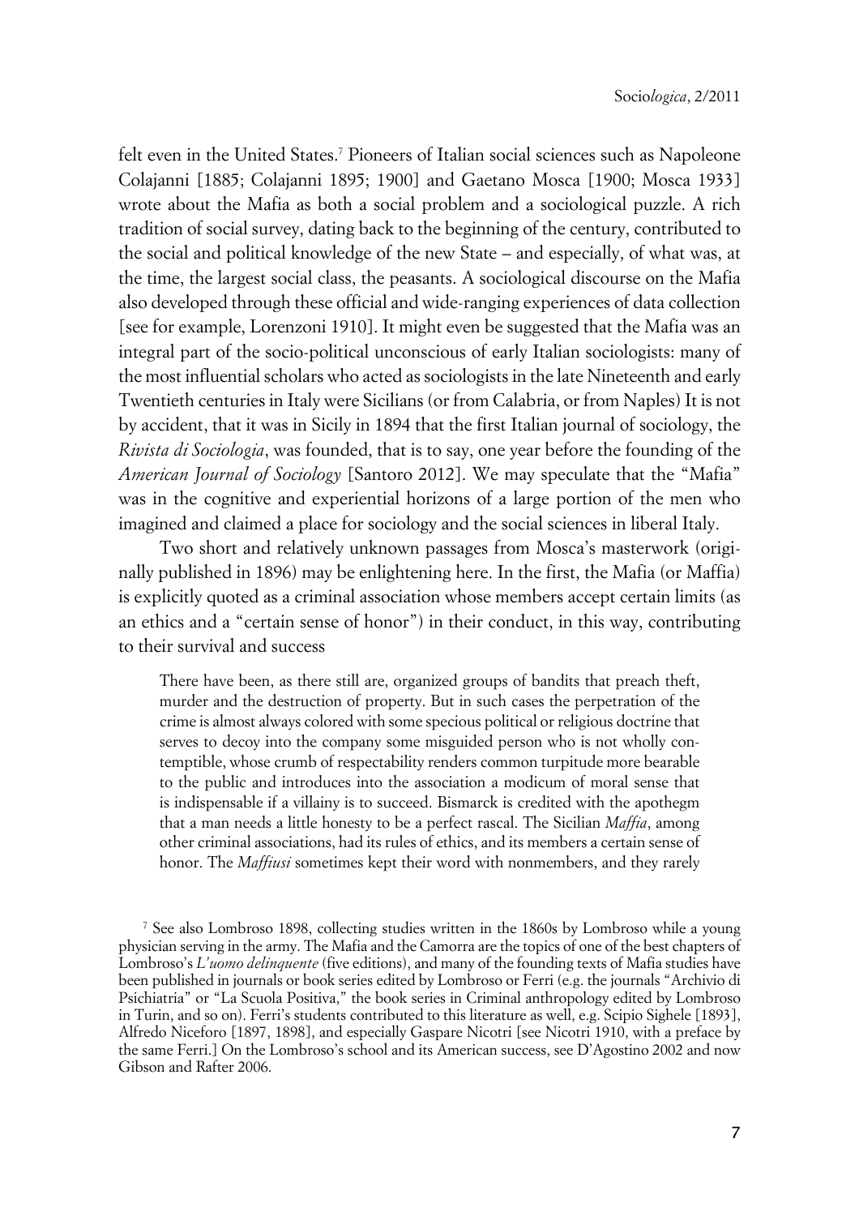felt even in the United States.[7] Pioneers of Italian social sciences such as Napoleone Colajanni [1885; Colajanni 1895; 1900] and Gaetano Mosca [1900; Mosca 1933] wrote about the Mafia as both a social problem and a sociological puzzle. A rich tradition of social survey, dating back to the beginning of the century, contributed to the social and political knowledge of the new State – and especially, of what was, at the time, the largest social class, the peasants. A sociological discourse on the Mafia also developed through these official and wide-ranging experiences of data collection [see for example, Lorenzoni 1910]. It might even be suggested that the Mafia was an integral part of the socio-political unconscious of early Italian sociologists: many of the most influential scholars who acted as sociologists in the late Nineteenth and early Twentieth centuries in Italy were Sicilians (or from Calabria, or from Naples) It is not by accident, that it was in Sicily in 1894 that the first Italian journal of sociology, the *Rivista di Sociologia*, was founded, that is to say, one year before the founding of the *American Journal of Sociology* [Santoro 2012]. We may speculate that the "Mafia" was in the cognitive and experiential horizons of a large portion of the men who imagined and claimed a place for sociology and the social sciences in liberal Italy.

Two short and relatively unknown passages from Mosca's masterwork (originally published in 1896) may be enlightening here. In the first, the Mafia (or Maffia) is explicitly quoted as a criminal association whose members accept certain limits (as an ethics and a "certain sense of honor") in their conduct, in this way, contributing to their survival and success

> There have been, as there still are, organized groups of bandits that preach theft, murder and the destruction of property. But in such cases the perpetration of the crime is almost always colored with some specious political or religious doctrine that serves to decoy into the company some misguided person who is not wholly contemptible, whose crumb of respectability renders common turpitude more bearable to the public and introduces into the association a modicum of moral sense that is indispensable if a villainy is to succeed. Bismarck is credited with the apothegm that a man needs a little honesty to be a perfect rascal. The Sicilian *Maffia*, among other criminal associations, had its rules of ethics, and its members a certain sense of honor. The *Maffiusi* sometimes kept their word with nonmembers, and they rarely

[7] See also Lombroso 1898, collecting studies written in the 1860s by Lombroso while a young physician serving in the army. The Mafia and the Camorra are the topics of one of the best chapters of Lombroso's *L'uomo delinquente* (five editions), and many of the founding texts of Mafia studies have been published in journals or book series edited by Lombroso or Ferri (e.g. the journals "Archivio di Psichiatria" or "La Scuola Positiva," the book series in Criminal anthropology edited by Lombroso in Turin, and so on). Ferri's students contributed to this literature as well, e.g. Scipio Sighele [1893], Alfredo Niceforo [1897, 1898], and especially Gaspare Nicotri [see Nicotri 1910, with a preface by the same Ferri.] On the Lombroso's school and its American success, see D'Agostino 2002 and now Gibson and Rafter 2006.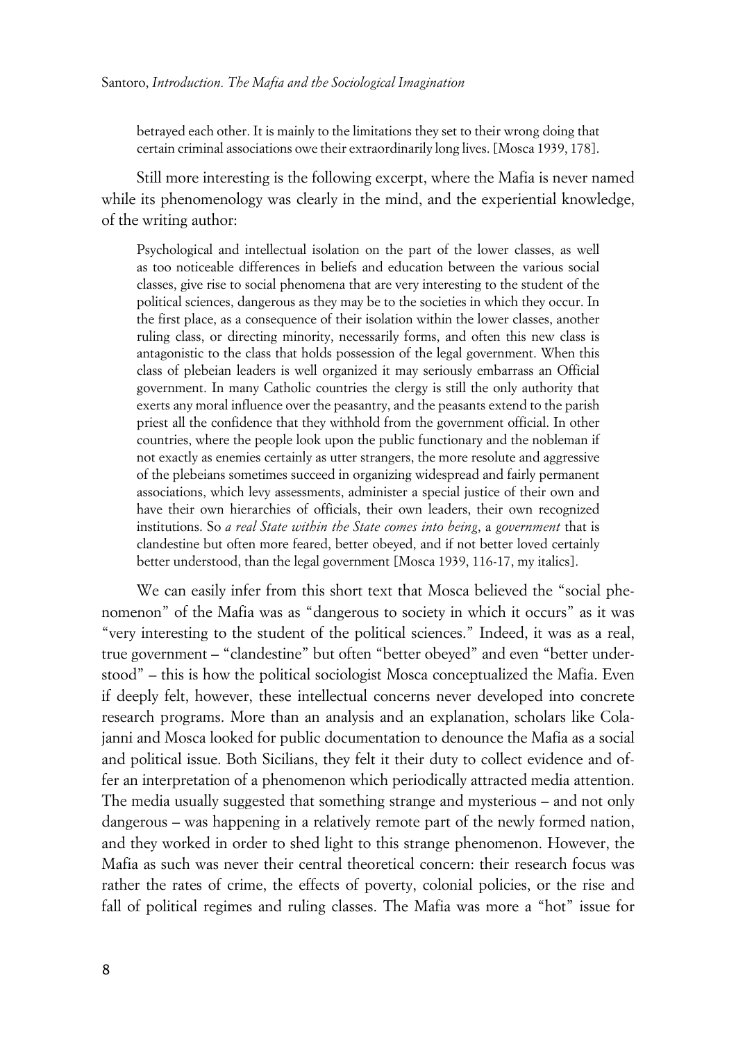> betrayed each other. It is mainly to the limitations they set to their wrong doing that certain criminal associations owe their extraordinarily long lives. [Mosca 1939, 178].

Still more interesting is the following excerpt, where the Mafia is never named while its phenomenology was clearly in the mind, and the experiential knowledge, of the writing author:

> Psychological and intellectual isolation on the part of the lower classes, as well as too noticeable differences in beliefs and education between the various social classes, give rise to social phenomena that are very interesting to the student of the political sciences, dangerous as they may be to the societies in which they occur. In the first place, as a consequence of their isolation within the lower classes, another ruling class, or directing minority, necessarily forms, and often this new class is antagonistic to the class that holds possession of the legal government. When this class of plebeian leaders is well organized it may seriously embarrass an Official government. In many Catholic countries the clergy is still the only authority that exerts any moral influence over the peasantry, and the peasants extend to the parish priest all the confidence that they withhold from the government official. In other countries, where the people look upon the public functionary and the nobleman if not exactly as enemies certainly as utter strangers, the more resolute and aggressive of the plebeians sometimes succeed in organizing widespread and fairly permanent associations, which levy assessments, administer a special justice of their own and have their own hierarchies of officials, their own leaders, their own recognized institutions. So *a real State within the State comes into being*, a *government* that is clandestine but often more feared, better obeyed, and if not better loved certainly better understood, than the legal government [Mosca 1939, 116-17, my italics].

We can easily infer from this short text that Mosca believed the "social phenomenon" of the Mafia was as "dangerous to society in which it occurs" as it was "very interesting to the student of the political sciences." Indeed, it was as a real, true government – "clandestine" but often "better obeyed" and even "better understood" – this is how the political sociologist Mosca conceptualized the Mafia. Even if deeply felt, however, these intellectual concerns never developed into concrete research programs. More than an analysis and an explanation, scholars like Colajanni and Mosca looked for public documentation to denounce the Mafia as a social and political issue. Both Sicilians, they felt it their duty to collect evidence and offer an interpretation of a phenomenon which periodically attracted media attention. The media usually suggested that something strange and mysterious – and not only dangerous – was happening in a relatively remote part of the newly formed nation, and they worked in order to shed light to this strange phenomenon. However, the Mafia as such was never their central theoretical concern: their research focus was rather the rates of crime, the effects of poverty, colonial policies, or the rise and fall of political regimes and ruling classes. The Mafia was more a "hot" issue for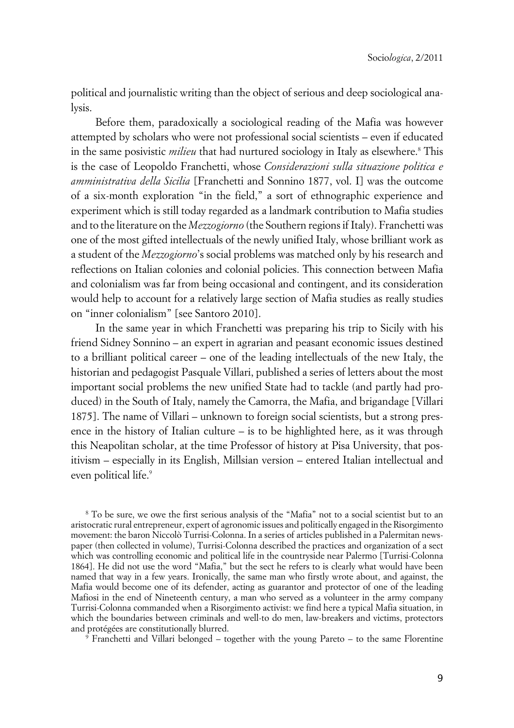political and journalistic writing than the object of serious and deep sociological analysis.

Before them, paradoxically a sociological reading of the Mafia was however attempted by scholars who were not professional social scientists – even if educated in the same posivistic *milieu* that had nurtured sociology in Italy as elsewhere.[8] This is the case of Leopoldo Franchetti, whose *Considerazioni sulla situazione politica e amministrativa della Sicilia* [Franchetti and Sonnino 1877, vol. I] was the outcome of a six-month exploration "in the field," a sort of ethnographic experience and experiment which is still today regarded as a landmark contribution to Mafia studies and to the literature on the *Mezzogiorno* (the Southern regions if Italy). Franchetti was one of the most gifted intellectuals of the newly unified Italy, whose brilliant work as a student of the *Mezzogiorno*'s social problems was matched only by his research and reflections on Italian colonies and colonial policies. This connection between Mafia and colonialism was far from being occasional and contingent, and its consideration would help to account for a relatively large section of Mafia studies as really studies on "inner colonialism" [see Santoro 2010].

In the same year in which Franchetti was preparing his trip to Sicily with his friend Sidney Sonnino – an expert in agrarian and peasant economic issues destined to a brilliant political career – one of the leading intellectuals of the new Italy, the historian and pedagogist Pasquale Villari, published a series of letters about the most important social problems the new unified State had to tackle (and partly had produced) in the South of Italy, namely the Camorra, the Mafia, and brigandage [Villari 1875]. The name of Villari – unknown to foreign social scientists, but a strong presence in the history of Italian culture – is to be highlighted here, as it was through this Neapolitan scholar, at the time Professor of history at Pisa University, that positivism – especially in its English, Millsian version – entered Italian intellectual and even political life.[9]

[8] To be sure, we owe the first serious analysis of the "Mafia" not to a social scientist but to an aristocratic rural entrepreneur, expert of agronomic issues and politically engaged in the Risorgimento movement: the baron Niccolò Turrisi-Colonna. In a series of articles published in a Palermitan newspaper (then collected in volume), Turrisi-Colonna described the practices and organization of a sect which was controlling economic and political life in the countryside near Palermo [Turrisi-Colonna 1864]. He did not use the word "Mafia," but the sect he refers to is clearly what would have been named that way in a few years. Ironically, the same man who firstly wrote about, and against, the Mafia would become one of its defender, acting as guarantor and protector of one of the leading Mafiosi in the end of Nineteenth century, a man who served as a volunteer in the army company Turrisi-Colonna commanded when a Risorgimento activist: we find here a typical Mafia situation, in which the boundaries between criminals and well-to do men, law-breakers and victims, protectors and protégées are constitutionally blurred.

[9] Franchetti and Villari belonged – together with the young Pareto – to the same Florentine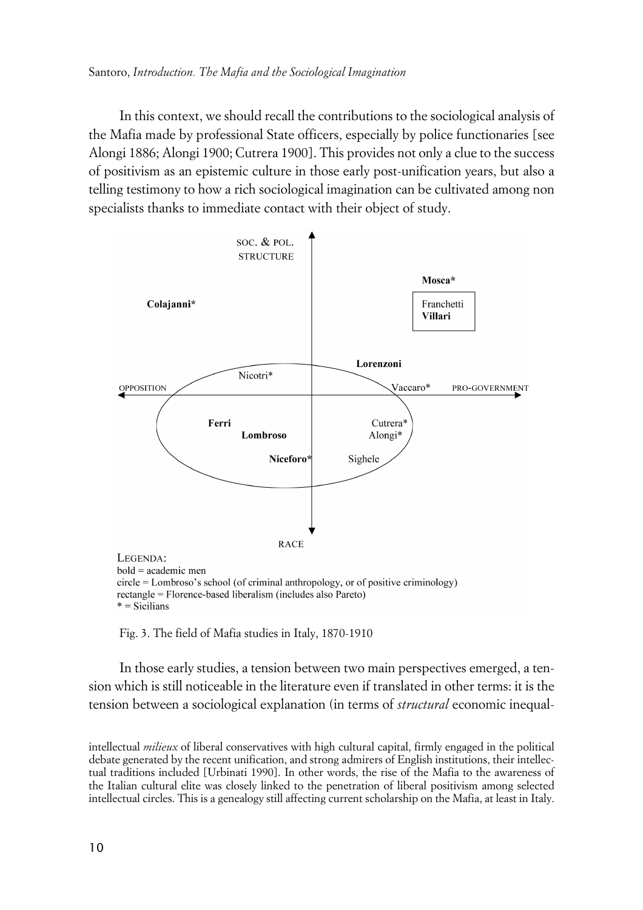In this context, we should recall the contributions to the sociological analysis of the Mafia made by professional State officers, especially by police functionaries [see Alongi 1886; Alongi 1900; Cutrera 1900]. This provides not only a clue to the success of positivism as an epistemic culture in those early post-unification years, but also a telling testimony to how a rich sociological imagination can be cultivated among non specialists thanks to immediate contact with their object of study.

LEGENDA:
bold = academic men
circle = Lombroso's school (of criminal anthropology, or of positive criminology)
rectangle = Florence-based liberalism (includes also Pareto)
* = Sicilians

Fig. 3. The field of Mafia studies in Italy, 1870-1910

In those early studies, a tension between two main perspectives emerged, a tension which is still noticeable in the literature even if translated in other terms: it is the tension between a sociological explanation (in terms of *structural* economic inequal-

intellectual *milieux* of liberal conservatives with high cultural capital, firmly engaged in the political debate generated by the recent unification, and strong admirers of English institutions, their intellectual traditions included [Urbinati 1990]. In other words, the rise of the Mafia to the awareness of the Italian cultural elite was closely linked to the penetration of liberal positivism among selected intellectual circles. This is a genealogy still affecting current scholarship on the Mafia, at least in Italy.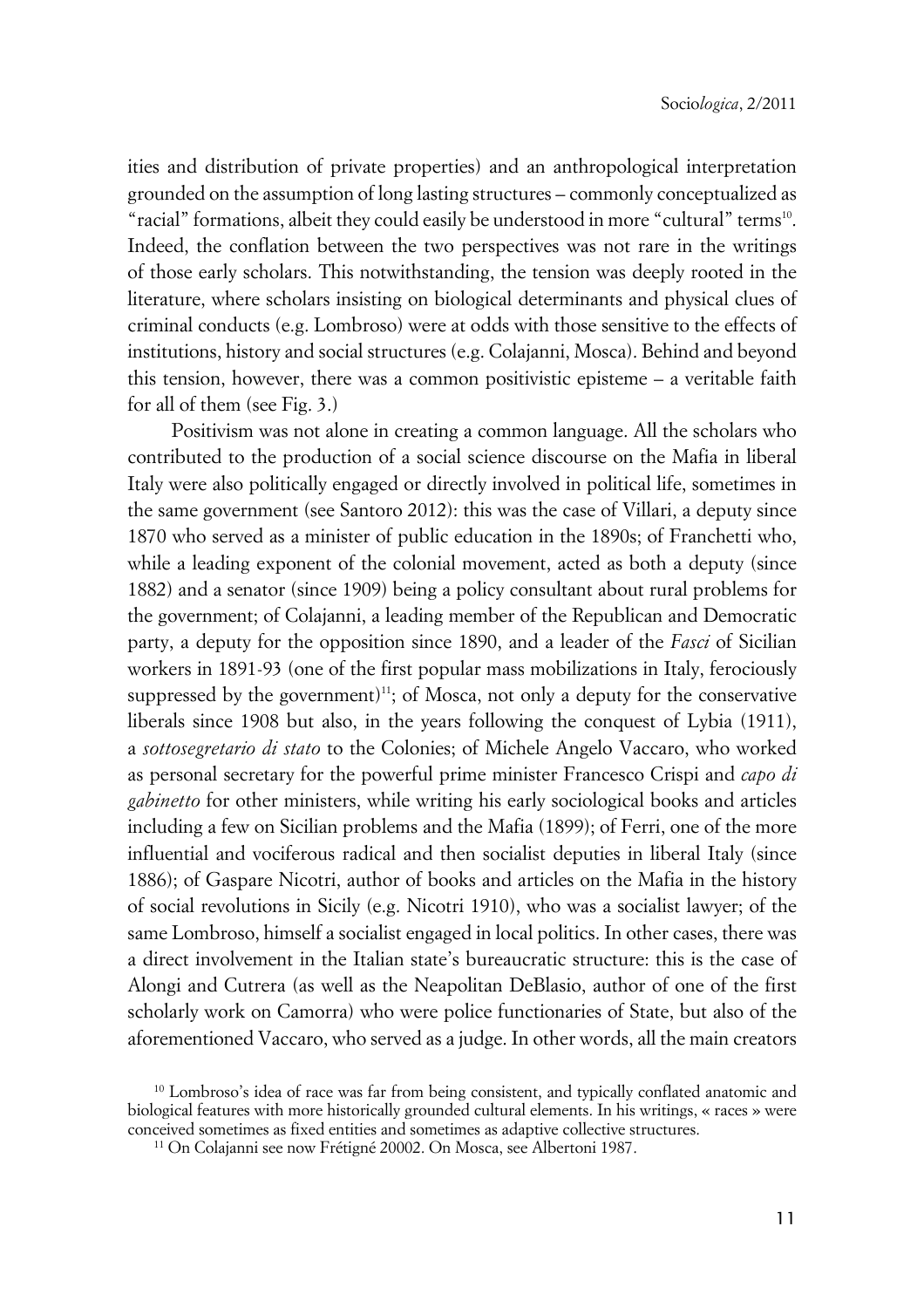ities and distribution of private properties) and an anthropological interpretation grounded on the assumption of long lasting structures – commonly conceptualized as "racial" formations, albeit they could easily be understood in more "cultural" terms[10]. Indeed, the conflation between the two perspectives was not rare in the writings of those early scholars. This notwithstanding, the tension was deeply rooted in the literature, where scholars insisting on biological determinants and physical clues of criminal conducts (e.g. Lombroso) were at odds with those sensitive to the effects of institutions, history and social structures (e.g. Colajanni, Mosca). Behind and beyond this tension, however, there was a common positivistic episteme – a veritable faith for all of them (see Fig. 3.)

Positivism was not alone in creating a common language. All the scholars who contributed to the production of a social science discourse on the Mafia in liberal Italy were also politically engaged or directly involved in political life, sometimes in the same government (see Santoro 2012): this was the case of Villari, a deputy since 1870 who served as a minister of public education in the 1890s; of Franchetti who, while a leading exponent of the colonial movement, acted as both a deputy (since 1882) and a senator (since 1909) being a policy consultant about rural problems for the government; of Colajanni, a leading member of the Republican and Democratic party, a deputy for the opposition since 1890, and a leader of the *Fasci* of Sicilian workers in 1891-93 (one of the first popular mass mobilizations in Italy, ferociously suppressed by the government)[11]; of Mosca, not only a deputy for the conservative liberals since 1908 but also, in the years following the conquest of Lybia (1911), a *sottosegretario di stato* to the Colonies; of Michele Angelo Vaccaro, who worked as personal secretary for the powerful prime minister Francesco Crispi and *capo di gabinetto* for other ministers, while writing his early sociological books and articles including a few on Sicilian problems and the Mafia (1899); of Ferri, one of the more influential and vociferous radical and then socialist deputies in liberal Italy (since 1886); of Gaspare Nicotri, author of books and articles on the Mafia in the history of social revolutions in Sicily (e.g. Nicotri 1910), who was a socialist lawyer; of the same Lombroso, himself a socialist engaged in local politics. In other cases, there was a direct involvement in the Italian state's bureaucratic structure: this is the case of Alongi and Cutrera (as well as the Neapolitan DeBlasio, author of one of the first scholarly work on Camorra) who were police functionaries of State, but also of the aforementioned Vaccaro, who served as a judge. In other words, all the main creators

[10] Lombroso's idea of race was far from being consistent, and typically conflated anatomic and biological features with more historically grounded cultural elements. In his writings, « races » were conceived sometimes as fixed entities and sometimes as adaptive collective structures.

[11] On Colajanni see now Frétigné 20002. On Mosca, see Albertoni 1987.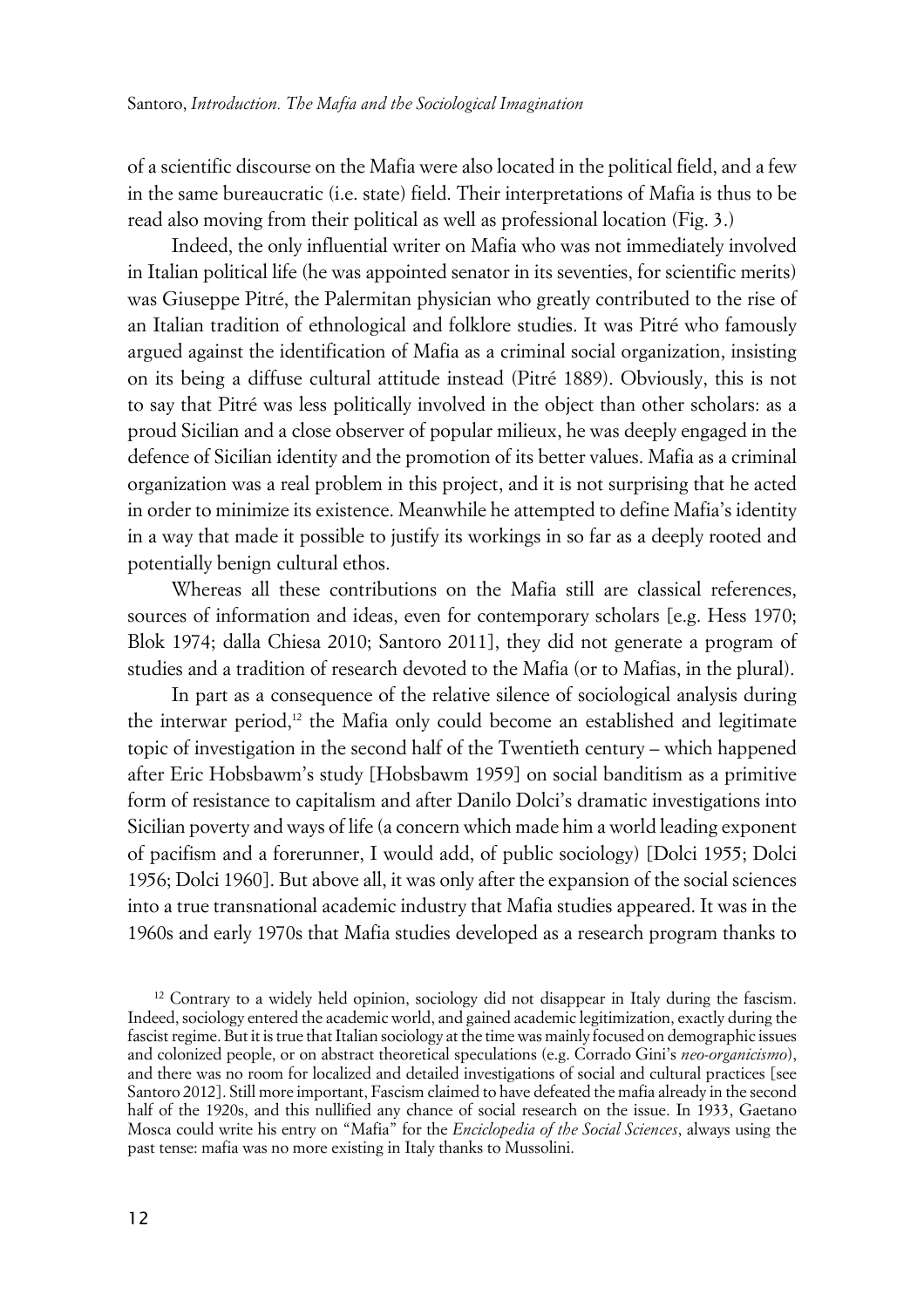of a scientific discourse on the Mafia were also located in the political field, and a few in the same bureaucratic (i.e. state) field. Their interpretations of Mafia is thus to be read also moving from their political as well as professional location (Fig. 3.)

Indeed, the only influential writer on Mafia who was not immediately involved in Italian political life (he was appointed senator in its seventies, for scientific merits) was Giuseppe Pitré, the Palermitan physician who greatly contributed to the rise of an Italian tradition of ethnological and folklore studies. It was Pitré who famously argued against the identification of Mafia as a criminal social organization, insisting on its being a diffuse cultural attitude instead (Pitré 1889). Obviously, this is not to say that Pitré was less politically involved in the object than other scholars: as a proud Sicilian and a close observer of popular milieux, he was deeply engaged in the defence of Sicilian identity and the promotion of its better values. Mafia as a criminal organization was a real problem in this project, and it is not surprising that he acted in order to minimize its existence. Meanwhile he attempted to define Mafia's identity in a way that made it possible to justify its workings in so far as a deeply rooted and potentially benign cultural ethos.

Whereas all these contributions on the Mafia still are classical references, sources of information and ideas, even for contemporary scholars [e.g. Hess 1970; Blok 1974; dalla Chiesa 2010; Santoro 2011], they did not generate a program of studies and a tradition of research devoted to the Mafia (or to Mafias, in the plural).

In part as a consequence of the relative silence of sociological analysis during the interwar period,[12] the Mafia only could become an established and legitimate topic of investigation in the second half of the Twentieth century – which happened after Eric Hobsbawm's study [Hobsbawm 1959] on social banditism as a primitive form of resistance to capitalism and after Danilo Dolci's dramatic investigations into Sicilian poverty and ways of life (a concern which made him a world leading exponent of pacifism and a forerunner, I would add, of public sociology) [Dolci 1955; Dolci 1956; Dolci 1960]. But above all, it was only after the expansion of the social sciences into a true transnational academic industry that Mafia studies appeared. It was in the 1960s and early 1970s that Mafia studies developed as a research program thanks to

[12] Contrary to a widely held opinion, sociology did not disappear in Italy during the fascism. Indeed, sociology entered the academic world, and gained academic legitimization, exactly during the fascist regime. But it is true that Italian sociology at the time was mainly focused on demographic issues and colonized people, or on abstract theoretical speculations (e.g. Corrado Gini's *neo-organicismo*), and there was no room for localized and detailed investigations of social and cultural practices [see Santoro 2012]. Still more important, Fascism claimed to have defeated the mafia already in the second half of the 1920s, and this nullified any chance of social research on the issue. In 1933, Gaetano Mosca could write his entry on "Mafia" for the *Enciclopedia of the Social Sciences*, always using the past tense: mafia was no more existing in Italy thanks to Mussolini.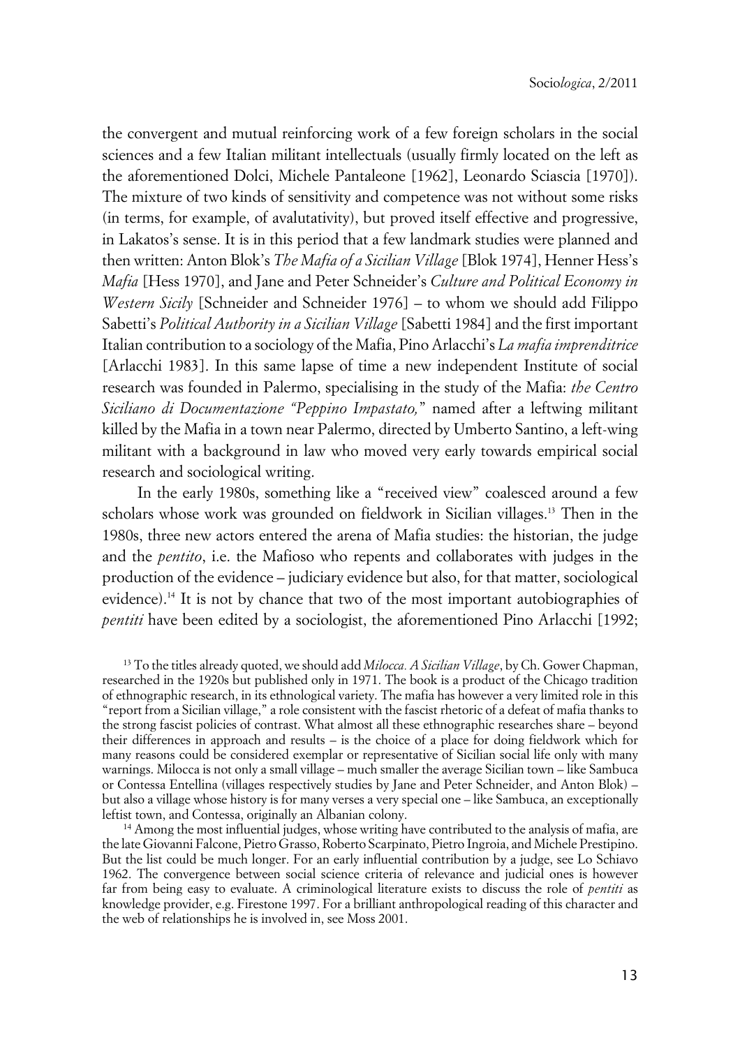the convergent and mutual reinforcing work of a few foreign scholars in the social sciences and a few Italian militant intellectuals (usually firmly located on the left as the aforementioned Dolci, Michele Pantaleone [1962], Leonardo Sciascia [1970]). The mixture of two kinds of sensitivity and competence was not without some risks (in terms, for example, of avalutativity), but proved itself effective and progressive, in Lakatos's sense. It is in this period that a few landmark studies were planned and then written: Anton Blok's *The Mafia of a Sicilian Village* [Blok 1974], Henner Hess's *Mafia* [Hess 1970], and Jane and Peter Schneider's *Culture and Political Economy in Western Sicily* [Schneider and Schneider 1976] – to whom we should add Filippo Sabetti's *Political Authority in a Sicilian Village* [Sabetti 1984] and the first important Italian contribution to a sociology of the Mafia, Pino Arlacchi's *La mafia imprenditrice* [Arlacchi 1983]. In this same lapse of time a new independent Institute of social research was founded in Palermo, specialising in the study of the Mafia: *the Centro Siciliano di Documentazione "Peppino Impastato,"* named after a leftwing militant killed by the Mafia in a town near Palermo, directed by Umberto Santino, a left-wing militant with a background in law who moved very early towards empirical social research and sociological writing.

In the early 1980s, something like a "received view" coalesced around a few scholars whose work was grounded on fieldwork in Sicilian villages.[13] Then in the 1980s, three new actors entered the arena of Mafia studies: the historian, the judge and the *pentito*, i.e. the Mafioso who repents and collaborates with judges in the production of the evidence – judiciary evidence but also, for that matter, sociological evidence).[14] It is not by chance that two of the most important autobiographies of *pentiti* have been edited by a sociologist, the aforementioned Pino Arlacchi [1992;

[13] To the titles already quoted, we should add *Milocca. A Sicilian Village*, by Ch. Gower Chapman, researched in the 1920s but published only in 1971. The book is a product of the Chicago tradition of ethnographic research, in its ethnological variety. The mafia has however a very limited role in this "report from a Sicilian village," a role consistent with the fascist rhetoric of a defeat of mafia thanks to the strong fascist policies of contrast. What almost all these ethnographic researches share – beyond their differences in approach and results – is the choice of a place for doing fieldwork which for many reasons could be considered exemplar or representative of Sicilian social life only with many warnings. Milocca is not only a small village – much smaller the average Sicilian town – like Sambuca or Contessa Entellina (villages respectively studies by Jane and Peter Schneider, and Anton Blok) – but also a village whose history is for many verses a very special one – like Sambuca, an exceptionally leftist town, and Contessa, originally an Albanian colony.

[14] Among the most influential judges, whose writing have contributed to the analysis of mafia, are the late Giovanni Falcone, Pietro Grasso, Roberto Scarpinato, Pietro Ingroia, and Michele Prestipino. But the list could be much longer. For an early influential contribution by a judge, see Lo Schiavo 1962. The convergence between social science criteria of relevance and judicial ones is however far from being easy to evaluate. A criminological literature exists to discuss the role of *pentiti* as knowledge provider, e.g. Firestone 1997. For a brilliant anthropological reading of this character and the web of relationships he is involved in, see Moss 2001.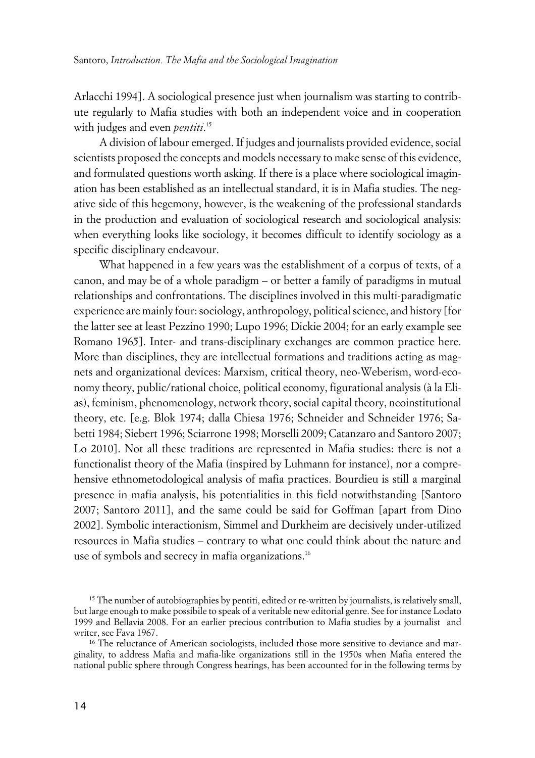Arlacchi 1994]. A sociological presence just when journalism was starting to contribute regularly to Mafia studies with both an independent voice and in cooperation with judges and even *pentiti*.[15]

A division of labour emerged. If judges and journalists provided evidence, social scientists proposed the concepts and models necessary to make sense of this evidence, and formulated questions worth asking. If there is a place where sociological imagination has been established as an intellectual standard, it is in Mafia studies. The negative side of this hegemony, however, is the weakening of the professional standards in the production and evaluation of sociological research and sociological analysis: when everything looks like sociology, it becomes difficult to identify sociology as a specific disciplinary endeavour.

What happened in a few years was the establishment of a corpus of texts, of a canon, and may be of a whole paradigm – or better a family of paradigms in mutual relationships and confrontations. The disciplines involved in this multi-paradigmatic experience are mainly four: sociology, anthropology, political science, and history [for the latter see at least Pezzino 1990; Lupo 1996; Dickie 2004; for an early example see Romano 1965]. Inter- and trans-disciplinary exchanges are common practice here. More than disciplines, they are intellectual formations and traditions acting as magnets and organizational devices: Marxism, critical theory, neo-Weberism, word-economy theory, public/rational choice, political economy, figurational analysis (à la Elias), feminism, phenomenology, network theory, social capital theory, neoinstitutional theory, etc. [e.g. Blok 1974; dalla Chiesa 1976; Schneider and Schneider 1976; Sabetti 1984; Siebert 1996; Sciarrone 1998; Morselli 2009; Catanzaro and Santoro 2007; Lo 2010]. Not all these traditions are represented in Mafia studies: there is not a functionalist theory of the Mafia (inspired by Luhmann for instance), nor a comprehensive ethnometodological analysis of mafia practices. Bourdieu is still a marginal presence in mafia analysis, his potentialities in this field notwithstanding [Santoro 2007; Santoro 2011], and the same could be said for Goffman [apart from Dino 2002]. Symbolic interactionism, Simmel and Durkheim are decisively under-utilized resources in Mafia studies – contrary to what one could think about the nature and use of symbols and secrecy in mafia organizations.[16]

[15] The number of autobiographies by pentiti, edited or re-written by journalists, is relatively small, but large enough to make possibile to speak of a veritable new editorial genre. See for instance Lodato 1999 and Bellavia 2008. For an earlier precious contribution to Mafia studies by a journalist and writer, see Fava 1967.

[16] The reluctance of American sociologists, included those more sensitive to deviance and marginality, to address Mafia and mafia-like organizations still in the 1950s when Mafia entered the national public sphere through Congress hearings, has been accounted for in the following terms by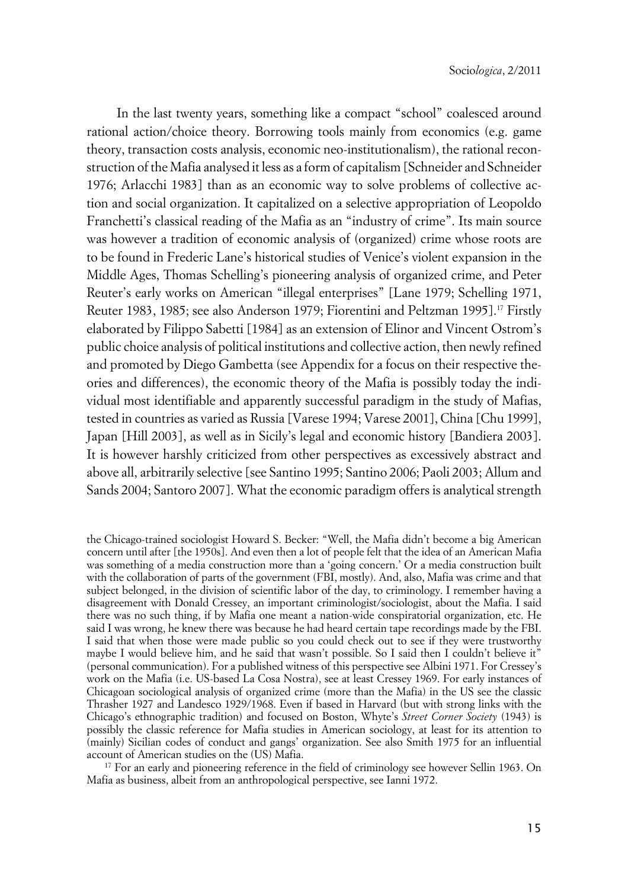In the last twenty years, something like a compact "school" coalesced around rational action/choice theory. Borrowing tools mainly from economics (e.g. game theory, transaction costs analysis, economic neo-institutionalism), the rational reconstruction of the Mafia analysed it less as a form of capitalism [Schneider and Schneider 1976; Arlacchi 1983] than as an economic way to solve problems of collective action and social organization. It capitalized on a selective appropriation of Leopoldo Franchetti's classical reading of the Mafia as an "industry of crime". Its main source was however a tradition of economic analysis of (organized) crime whose roots are to be found in Frederic Lane's historical studies of Venice's violent expansion in the Middle Ages, Thomas Schelling's pioneering analysis of organized crime, and Peter Reuter's early works on American "illegal enterprises" [Lane 1979; Schelling 1971, Reuter 1983, 1985; see also Anderson 1979; Fiorentini and Peltzman 1995].[17] Firstly elaborated by Filippo Sabetti [1984] as an extension of Elinor and Vincent Ostrom's public choice analysis of political institutions and collective action, then newly refined and promoted by Diego Gambetta (see Appendix for a focus on their respective theories and differences), the economic theory of the Mafia is possibly today the individual most identifiable and apparently successful paradigm in the study of Mafias, tested in countries as varied as Russia [Varese 1994; Varese 2001], China [Chu 1999], Japan [Hill 2003], as well as in Sicily's legal and economic history [Bandiera 2003]. It is however harshly criticized from other perspectives as excessively abstract and above all, arbitrarily selective [see Santino 1995; Santino 2006; Paoli 2003; Allum and Sands 2004; Santoro 2007]. What the economic paradigm offers is analytical strength

the Chicago-trained sociologist Howard S. Becker: "Well, the Mafia didn't become a big American concern until after [the 1950s]. And even then a lot of people felt that the idea of an American Mafia was something of a media construction more than a 'going concern.' Or a media construction built with the collaboration of parts of the government (FBI, mostly). And, also, Mafia was crime and that subject belonged, in the division of scientific labor of the day, to criminology. I remember having a disagreement with Donald Cressey, an important criminologist/sociologist, about the Mafia. I said there was no such thing, if by Mafia one meant a nation-wide conspiratorial organization, etc. He said I was wrong, he knew there was because he had heard certain tape recordings made by the FBI. I said that when those were made public so you could check out to see if they were trustworthy maybe I would believe him, and he said that wasn't possible. So I said then I couldn't believe it" (personal communication). For a published witness of this perspective see Albini 1971. For Cressey's work on the Mafia (i.e. US-based La Cosa Nostra), see at least Cressey 1969. For early instances of Chicagoan sociological analysis of organized crime (more than the Mafia) in the US see the classic Thrasher 1927 and Landesco 1929/1968. Even if based in Harvard (but with strong links with the Chicago's ethnographic tradition) and focused on Boston, Whyte's *Street Corner Society* (1943) is possibly the classic reference for Mafia studies in American sociology, at least for its attention to (mainly) Sicilian codes of conduct and gangs' organization. See also Smith 1975 for an influential account of American studies on the (US) Mafia.

[17] For an early and pioneering reference in the field of criminology see however Sellin 1963. On Mafia as business, albeit from an anthropological perspective, see Ianni 1972.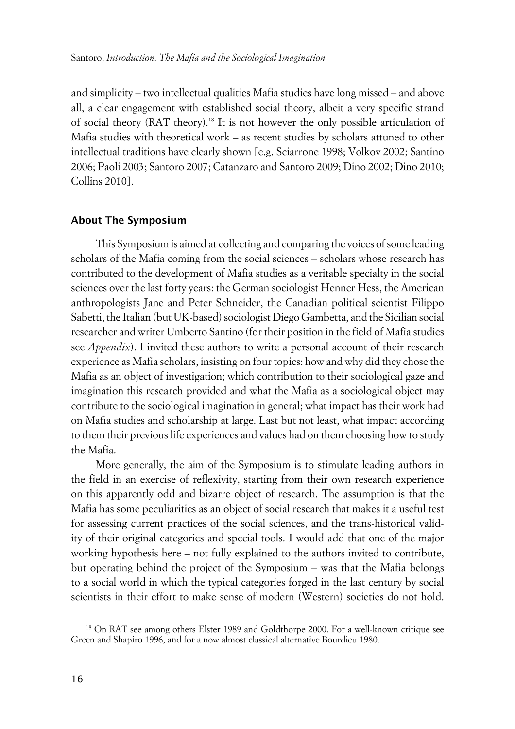and simplicity – two intellectual qualities Mafia studies have long missed – and above all, a clear engagement with established social theory, albeit a very specific strand of social theory (RAT theory).[18] It is not however the only possible articulation of Mafia studies with theoretical work – as recent studies by scholars attuned to other intellectual traditions have clearly shown [e.g. Sciarrone 1998; Volkov 2002; Santino 2006; Paoli 2003; Santoro 2007; Catanzaro and Santoro 2009; Dino 2002; Dino 2010; Collins 2010].

## About The Symposium

This Symposium is aimed at collecting and comparing the voices of some leading scholars of the Mafia coming from the social sciences – scholars whose research has contributed to the development of Mafia studies as a veritable specialty in the social sciences over the last forty years: the German sociologist Henner Hess, the American anthropologists Jane and Peter Schneider, the Canadian political scientist Filippo Sabetti, the Italian (but UK-based) sociologist Diego Gambetta, and the Sicilian social researcher and writer Umberto Santino (for their position in the field of Mafia studies see *Appendix*). I invited these authors to write a personal account of their research experience as Mafia scholars, insisting on four topics: how and why did they chose the Mafia as an object of investigation; which contribution to their sociological gaze and imagination this research provided and what the Mafia as a sociological object may contribute to the sociological imagination in general; what impact has their work had on Mafia studies and scholarship at large. Last but not least, what impact according to them their previous life experiences and values had on them choosing how to study the Mafia.

More generally, the aim of the Symposium is to stimulate leading authors in the field in an exercise of reflexivity, starting from their own research experience on this apparently odd and bizarre object of research. The assumption is that the Mafia has some peculiarities as an object of social research that makes it a useful test for assessing current practices of the social sciences, and the trans-historical validity of their original categories and special tools. I would add that one of the major working hypothesis here – not fully explained to the authors invited to contribute, but operating behind the project of the Symposium – was that the Mafia belongs to a social world in which the typical categories forged in the last century by social scientists in their effort to make sense of modern (Western) societies do not hold.

[18] On RAT see among others Elster 1989 and Goldthorpe 2000. For a well-known critique see Green and Shapiro 1996, and for a now almost classical alternative Bourdieu 1980.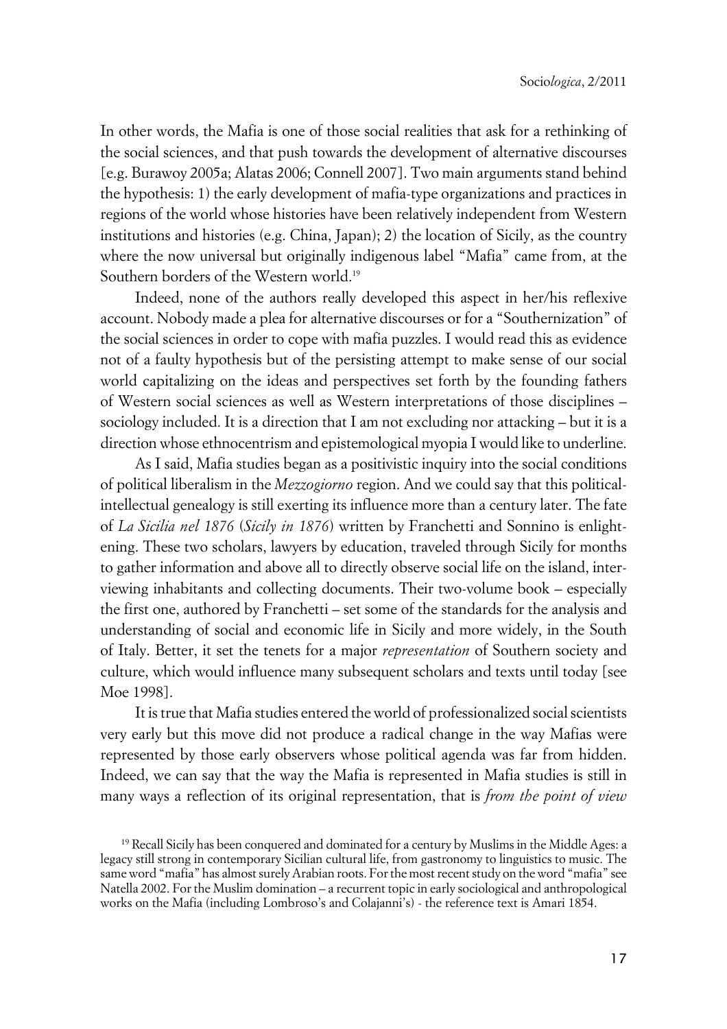In other words, the Mafia is one of those social realities that ask for a rethinking of the social sciences, and that push towards the development of alternative discourses [e.g. Burawoy 2005a; Alatas 2006; Connell 2007]. Two main arguments stand behind the hypothesis: 1) the early development of mafia-type organizations and practices in regions of the world whose histories have been relatively independent from Western institutions and histories (e.g. China, Japan); 2) the location of Sicily, as the country where the now universal but originally indigenous label "Mafia" came from, at the Southern borders of the Western world.[19]

Indeed, none of the authors really developed this aspect in her/his reflexive account. Nobody made a plea for alternative discourses or for a "Southernization" of the social sciences in order to cope with mafia puzzles. I would read this as evidence not of a faulty hypothesis but of the persisting attempt to make sense of our social world capitalizing on the ideas and perspectives set forth by the founding fathers of Western social sciences as well as Western interpretations of those disciplines – sociology included. It is a direction that I am not excluding nor attacking – but it is a direction whose ethnocentrism and epistemological myopia I would like to underline.

As I said, Mafia studies began as a positivistic inquiry into the social conditions of political liberalism in the *Mezzogiorno* region. And we could say that this political-intellectual genealogy is still exerting its influence more than a century later. The fate of *La Sicilia nel 1876* (*Sicily in 1876*) written by Franchetti and Sonnino is enlightening. These two scholars, lawyers by education, traveled through Sicily for months to gather information and above all to directly observe social life on the island, interviewing inhabitants and collecting documents. Their two-volume book – especially the first one, authored by Franchetti – set some of the standards for the analysis and understanding of social and economic life in Sicily and more widely, in the South of Italy. Better, it set the tenets for a major *representation* of Southern society and culture, which would influence many subsequent scholars and texts until today [see Moe 1998].

It is true that Mafia studies entered the world of professionalized social scientists very early but this move did not produce a radical change in the way Mafias were represented by those early observers whose political agenda was far from hidden. Indeed, we can say that the way the Mafia is represented in Mafia studies is still in many ways a reflection of its original representation, that is *from the point of view*

[19] Recall Sicily has been conquered and dominated for a century by Muslims in the Middle Ages: a legacy still strong in contemporary Sicilian cultural life, from gastronomy to linguistics to music. The same word "mafia" has almost surely Arabian roots. For the most recent study on the word "mafia" see Natella 2002. For the Muslim domination – a recurrent topic in early sociological and anthropological works on the Mafia (including Lombroso's and Colajanni's) - the reference text is Amari 1854.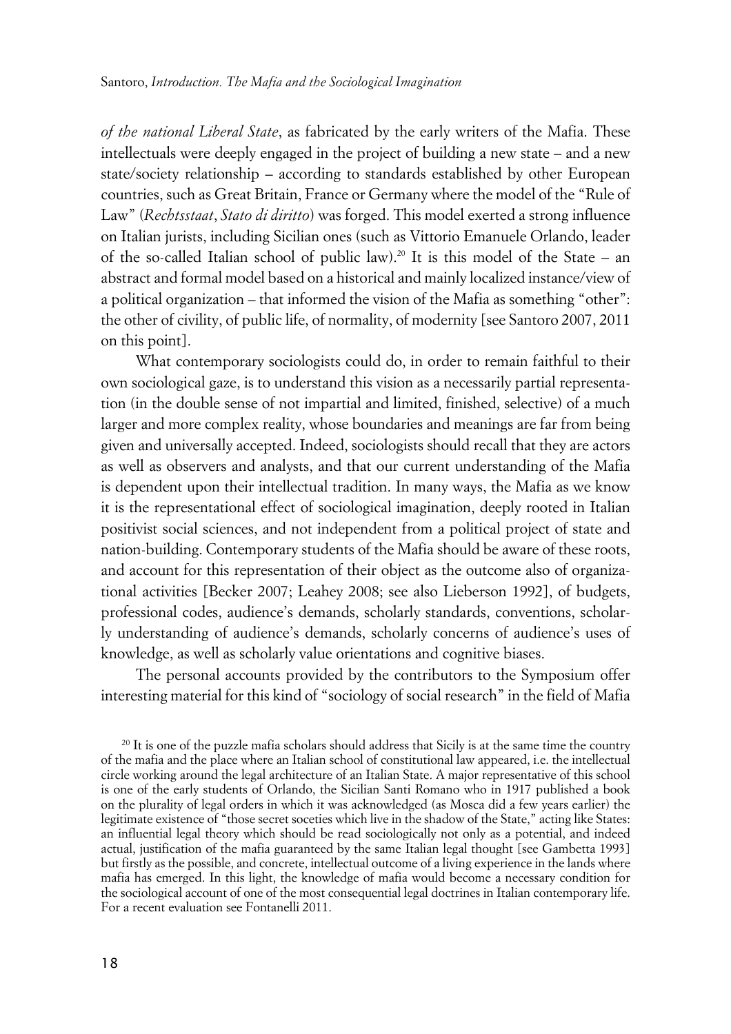*of the national Liberal State*, as fabricated by the early writers of the Mafia. These intellectuals were deeply engaged in the project of building a new state – and a new state/society relationship – according to standards established by other European countries, such as Great Britain, France or Germany where the model of the "Rule of Law" (*Rechtsstaat*, *Stato di diritto*) was forged. This model exerted a strong influence on Italian jurists, including Sicilian ones (such as Vittorio Emanuele Orlando, leader of the so-called Italian school of public law).[20] It is this model of the State – an abstract and formal model based on a historical and mainly localized instance/view of a political organization – that informed the vision of the Mafia as something "other": the other of civility, of public life, of normality, of modernity [see Santoro 2007, 2011 on this point].

What contemporary sociologists could do, in order to remain faithful to their own sociological gaze, is to understand this vision as a necessarily partial representation (in the double sense of not impartial and limited, finished, selective) of a much larger and more complex reality, whose boundaries and meanings are far from being given and universally accepted. Indeed, sociologists should recall that they are actors as well as observers and analysts, and that our current understanding of the Mafia is dependent upon their intellectual tradition. In many ways, the Mafia as we know it is the representational effect of sociological imagination, deeply rooted in Italian positivist social sciences, and not independent from a political project of state and nation-building. Contemporary students of the Mafia should be aware of these roots, and account for this representation of their object as the outcome also of organizational activities [Becker 2007; Leahey 2008; see also Lieberson 1992], of budgets, professional codes, audience's demands, scholarly standards, conventions, scholarly understanding of audience's demands, scholarly concerns of audience's uses of knowledge, as well as scholarly value orientations and cognitive biases.

The personal accounts provided by the contributors to the Symposium offer interesting material for this kind of "sociology of social research" in the field of Mafia

[20] It is one of the puzzle mafia scholars should address that Sicily is at the same time the country of the mafia and the place where an Italian school of constitutional law appeared, i.e. the intellectual circle working around the legal architecture of an Italian State. A major representative of this school is one of the early students of Orlando, the Sicilian Santi Romano who in 1917 published a book on the plurality of legal orders in which it was acknowledged (as Mosca did a few years earlier) the legitimate existence of "those secret soceties which live in the shadow of the State," acting like States: an influential legal theory which should be read sociologically not only as a potential, and indeed actual, justification of the mafia guaranteed by the same Italian legal thought [see Gambetta 1993] but firstly as the possible, and concrete, intellectual outcome of a living experience in the lands where mafia has emerged. In this light, the knowledge of mafia would become a necessary condition for the sociological account of one of the most consequential legal doctrines in Italian contemporary life. For a recent evaluation see Fontanelli 2011.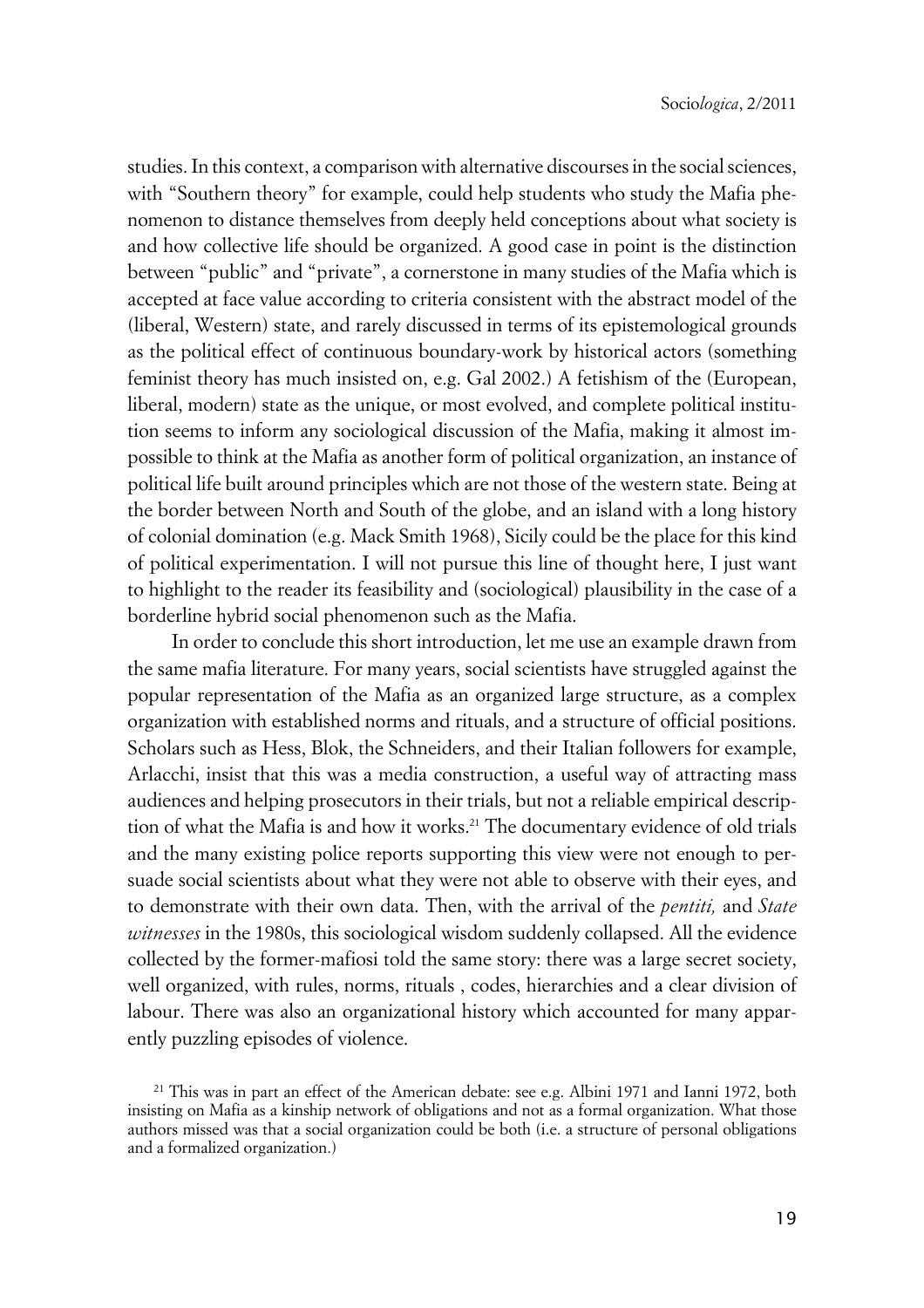studies. In this context, a comparison with alternative discourses in the social sciences, with "Southern theory" for example, could help students who study the Mafia phenomenon to distance themselves from deeply held conceptions about what society is and how collective life should be organized. A good case in point is the distinction between "public" and "private", a cornerstone in many studies of the Mafia which is accepted at face value according to criteria consistent with the abstract model of the (liberal, Western) state, and rarely discussed in terms of its epistemological grounds as the political effect of continuous boundary-work by historical actors (something feminist theory has much insisted on, e.g. Gal 2002.) A fetishism of the (European, liberal, modern) state as the unique, or most evolved, and complete political institution seems to inform any sociological discussion of the Mafia, making it almost impossible to think at the Mafia as another form of political organization, an instance of political life built around principles which are not those of the western state. Being at the border between North and South of the globe, and an island with a long history of colonial domination (e.g. Mack Smith 1968), Sicily could be the place for this kind of political experimentation. I will not pursue this line of thought here, I just want to highlight to the reader its feasibility and (sociological) plausibility in the case of a borderline hybrid social phenomenon such as the Mafia.

In order to conclude this short introduction, let me use an example drawn from the same mafia literature. For many years, social scientists have struggled against the popular representation of the Mafia as an organized large structure, as a complex organization with established norms and rituals, and a structure of official positions. Scholars such as Hess, Blok, the Schneiders, and their Italian followers for example, Arlacchi, insist that this was a media construction, a useful way of attracting mass audiences and helping prosecutors in their trials, but not a reliable empirical description of what the Mafia is and how it works.[21] The documentary evidence of old trials and the many existing police reports supporting this view were not enough to persuade social scientists about what they were not able to observe with their eyes, and to demonstrate with their own data. Then, with the arrival of the *pentiti,* and *State witnesses* in the 1980s, this sociological wisdom suddenly collapsed. All the evidence collected by the former-mafiosi told the same story: there was a large secret society, well organized, with rules, norms, rituals , codes, hierarchies and a clear division of labour. There was also an organizational history which accounted for many apparently puzzling episodes of violence.

[21] This was in part an effect of the American debate: see e.g. Albini 1971 and Ianni 1972, both insisting on Mafia as a kinship network of obligations and not as a formal organization. What those authors missed was that a social organization could be both (i.e. a structure of personal obligations and a formalized organization.)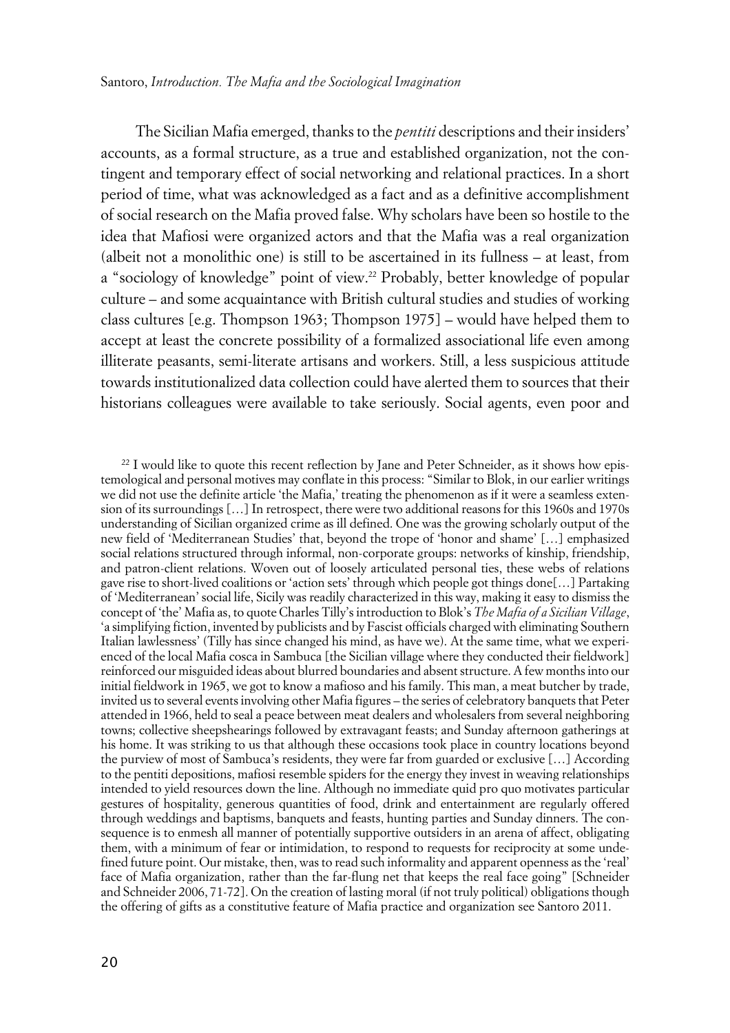The Sicilian Mafia emerged, thanks to the *pentiti* descriptions and their insiders' accounts, as a formal structure, as a true and established organization, not the contingent and temporary effect of social networking and relational practices. In a short period of time, what was acknowledged as a fact and as a definitive accomplishment of social research on the Mafia proved false. Why scholars have been so hostile to the idea that Mafiosi were organized actors and that the Mafia was a real organization (albeit not a monolithic one) is still to be ascertained in its fullness – at least, from a "sociology of knowledge" point of view.[22] Probably, better knowledge of popular culture – and some acquaintance with British cultural studies and studies of working class cultures [e.g. Thompson 1963; Thompson 1975] – would have helped them to accept at least the concrete possibility of a formalized associational life even among illiterate peasants, semi-literate artisans and workers. Still, a less suspicious attitude towards institutionalized data collection could have alerted them to sources that their historians colleagues were available to take seriously. Social agents, even poor and

[22] I would like to quote this recent reflection by Jane and Peter Schneider, as it shows how epistemological and personal motives may conflate in this process: "Similar to Blok, in our earlier writings we did not use the definite article 'the Mafia,' treating the phenomenon as if it were a seamless extension of its surroundings […] In retrospect, there were two additional reasons for this 1960s and 1970s understanding of Sicilian organized crime as ill defined. One was the growing scholarly output of the new field of 'Mediterranean Studies' that, beyond the trope of 'honor and shame' […] emphasized social relations structured through informal, non-corporate groups: networks of kinship, friendship, and patron-client relations. Woven out of loosely articulated personal ties, these webs of relations gave rise to short-lived coalitions or 'action sets' through which people got things done[…] Partaking of 'Mediterranean' social life, Sicily was readily characterized in this way, making it easy to dismiss the concept of 'the' Mafia as, to quote Charles Tilly's introduction to Blok's *The Mafia of a Sicilian Village*, 'a simplifying fiction, invented by publicists and by Fascist officials charged with eliminating Southern Italian lawlessness' (Tilly has since changed his mind, as have we). At the same time, what we experienced of the local Mafia cosca in Sambuca [the Sicilian village where they conducted their fieldwork] reinforced our misguided ideas about blurred boundaries and absent structure. A few months into our initial fieldwork in 1965, we got to know a mafioso and his family. This man, a meat butcher by trade, invited us to several events involving other Mafia figures – the series of celebratory banquets that Peter attended in 1966, held to seal a peace between meat dealers and wholesalers from several neighboring towns; collective sheepshearings followed by extravagant feasts; and Sunday afternoon gatherings at his home. It was striking to us that although these occasions took place in country locations beyond the purview of most of Sambuca's residents, they were far from guarded or exclusive […] According to the pentiti depositions, mafiosi resemble spiders for the energy they invest in weaving relationships intended to yield resources down the line. Although no immediate quid pro quo motivates particular gestures of hospitality, generous quantities of food, drink and entertainment are regularly offered through weddings and baptisms, banquets and feasts, hunting parties and Sunday dinners. The consequence is to enmesh all manner of potentially supportive outsiders in an arena of affect, obligating them, with a minimum of fear or intimidation, to respond to requests for reciprocity at some undefined future point. Our mistake, then, was to read such informality and apparent openness as the 'real' face of Mafia organization, rather than the far-flung net that keeps the real face going" [Schneider and Schneider 2006, 71-72]. On the creation of lasting moral (if not truly political) obligations though the offering of gifts as a constitutive feature of Mafia practice and organization see Santoro 2011.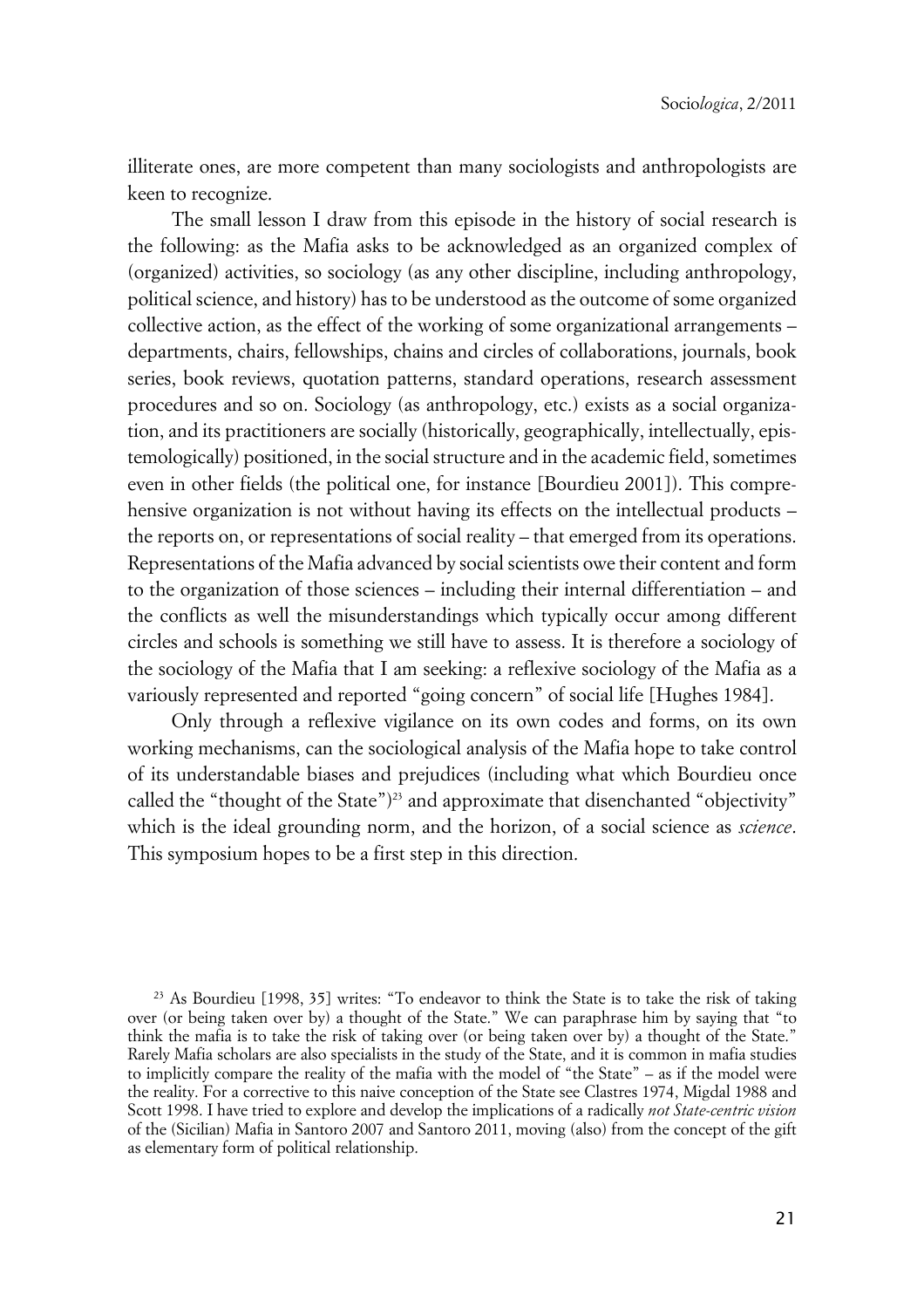illiterate ones, are more competent than many sociologists and anthropologists are keen to recognize.

The small lesson I draw from this episode in the history of social research is the following: as the Mafia asks to be acknowledged as an organized complex of (organized) activities, so sociology (as any other discipline, including anthropology, political science, and history) has to be understood as the outcome of some organized collective action, as the effect of the working of some organizational arrangements – departments, chairs, fellowships, chains and circles of collaborations, journals, book series, book reviews, quotation patterns, standard operations, research assessment procedures and so on. Sociology (as anthropology, etc.) exists as a social organization, and its practitioners are socially (historically, geographically, intellectually, epistemologically) positioned, in the social structure and in the academic field, sometimes even in other fields (the political one, for instance [Bourdieu 2001]). This comprehensive organization is not without having its effects on the intellectual products – the reports on, or representations of social reality – that emerged from its operations. Representations of the Mafia advanced by social scientists owe their content and form to the organization of those sciences – including their internal differentiation – and the conflicts as well the misunderstandings which typically occur among different circles and schools is something we still have to assess. It is therefore a sociology of the sociology of the Mafia that I am seeking: a reflexive sociology of the Mafia as a variously represented and reported "going concern" of social life [Hughes 1984].

Only through a reflexive vigilance on its own codes and forms, on its own working mechanisms, can the sociological analysis of the Mafia hope to take control of its understandable biases and prejudices (including what which Bourdieu once called the "thought of the State")[23] and approximate that disenchanted "objectivity" which is the ideal grounding norm, and the horizon, of a social science as *science*. This symposium hopes to be a first step in this direction.

[23] As Bourdieu [1998, 35] writes: "To endeavor to think the State is to take the risk of taking over (or being taken over by) a thought of the State." We can paraphrase him by saying that "to think the mafia is to take the risk of taking over (or being taken over by) a thought of the State." Rarely Mafia scholars are also specialists in the study of the State, and it is common in mafia studies to implicitly compare the reality of the mafia with the model of "the State" – as if the model were the reality. For a corrective to this naive conception of the State see Clastres 1974, Migdal 1988 and Scott 1998. I have tried to explore and develop the implications of a radically *not State-centric vision* of the (Sicilian) Mafia in Santoro 2007 and Santoro 2011, moving (also) from the concept of the gift as elementary form of political relationship.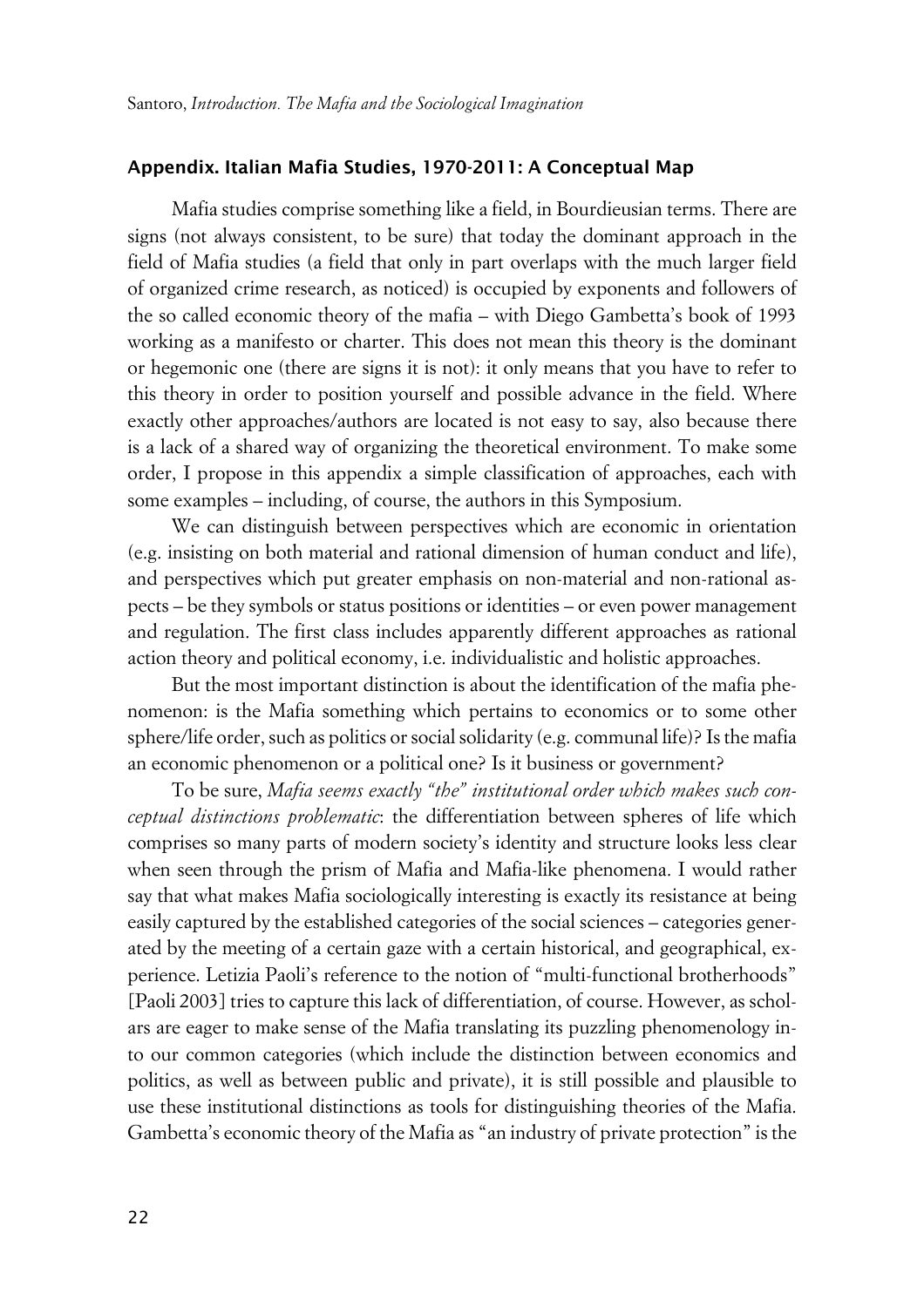## Appendix. Italian Mafia Studies, 1970-2011: A Conceptual Map

Mafia studies comprise something like a field, in Bourdieusian terms. There are signs (not always consistent, to be sure) that today the dominant approach in the field of Mafia studies (a field that only in part overlaps with the much larger field of organized crime research, as noticed) is occupied by exponents and followers of the so called economic theory of the mafia – with Diego Gambetta's book of 1993 working as a manifesto or charter. This does not mean this theory is the dominant or hegemonic one (there are signs it is not): it only means that you have to refer to this theory in order to position yourself and possible advance in the field. Where exactly other approaches/authors are located is not easy to say, also because there is a lack of a shared way of organizing the theoretical environment. To make some order, I propose in this appendix a simple classification of approaches, each with some examples – including, of course, the authors in this Symposium.

We can distinguish between perspectives which are economic in orientation (e.g. insisting on both material and rational dimension of human conduct and life), and perspectives which put greater emphasis on non-material and non-rational aspects – be they symbols or status positions or identities – or even power management and regulation. The first class includes apparently different approaches as rational action theory and political economy, i.e. individualistic and holistic approaches.

But the most important distinction is about the identification of the mafia phenomenon: is the Mafia something which pertains to economics or to some other sphere/life order, such as politics or social solidarity (e.g. communal life)? Is the mafia an economic phenomenon or a political one? Is it business or government?

To be sure, *Mafia seems exactly "the" institutional order which makes such conceptual distinctions problematic*: the differentiation between spheres of life which comprises so many parts of modern society's identity and structure looks less clear when seen through the prism of Mafia and Mafia-like phenomena. I would rather say that what makes Mafia sociologically interesting is exactly its resistance at being easily captured by the established categories of the social sciences – categories generated by the meeting of a certain gaze with a certain historical, and geographical, experience. Letizia Paoli's reference to the notion of "multi-functional brotherhoods" [Paoli 2003] tries to capture this lack of differentiation, of course. However, as scholars are eager to make sense of the Mafia translating its puzzling phenomenology into our common categories (which include the distinction between economics and politics, as well as between public and private), it is still possible and plausible to use these institutional distinctions as tools for distinguishing theories of the Mafia. Gambetta's economic theory of the Mafia as "an industry of private protection" is the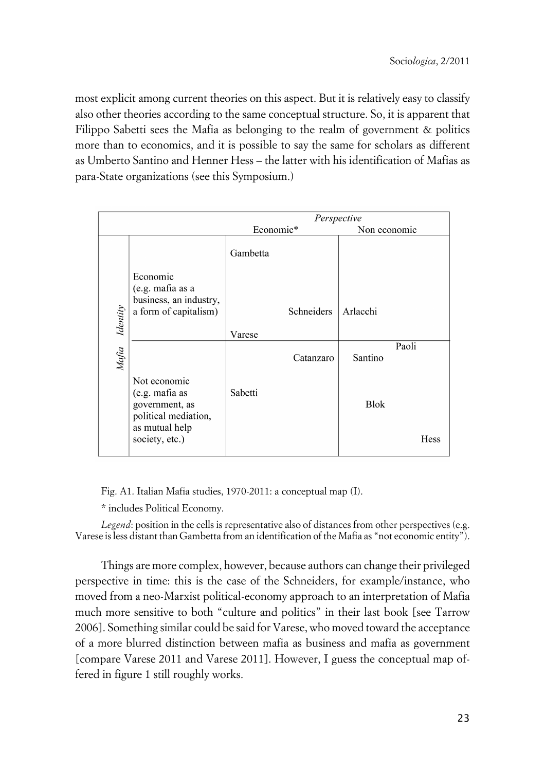most explicit among current theories on this aspect. But it is relatively easy to classify also other theories according to the same conceptual structure. So, it is apparent that Filippo Sabetti sees the Mafia as belonging to the realm of government & politics more than to economics, and it is possible to say the same for scholars as different as Umberto Santino and Henner Hess – the latter with his identification of Mafias as para-State organizations (see this Symposium.)

| | | *Perspective* | |
|---|---|---|---|
| | | Economic* | Non economic |
| *Mafia Identity* | Economic (e.g. mafia as a business, an industry, a form of capitalism) | Gambetta<br>Schneiders<br>Varese | Arlacchi |
| | Not economic (e.g. mafia as government, as political mediation, as mutual help society, etc.) | Catanzaro<br>Sabetti | Paoli<br>Santino<br>Blok<br>Hess |

Fig. A1. Italian Mafia studies, 1970-2011: a conceptual map (I).

\* includes Political Economy.

*Legend*: position in the cells is representative also of distances from other perspectives (e.g. Varese is less distant than Gambetta from an identification of the Mafia as "not economic entity").

Things are more complex, however, because authors can change their privileged perspective in time: this is the case of the Schneiders, for example/instance, who moved from a neo-Marxist political-economy approach to an interpretation of Mafia much more sensitive to both "culture and politics" in their last book [see Tarrow 2006]. Something similar could be said for Varese, who moved toward the acceptance of a more blurred distinction between mafia as business and mafia as government [compare Varese 2011 and Varese 2011]. However, I guess the conceptual map offered in figure 1 still roughly works.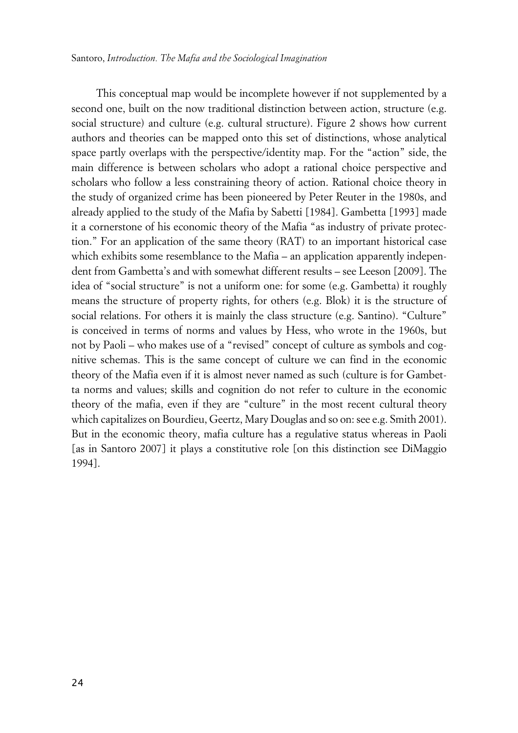This conceptual map would be incomplete however if not supplemented by a second one, built on the now traditional distinction between action, structure (e.g. social structure) and culture (e.g. cultural structure). Figure 2 shows how current authors and theories can be mapped onto this set of distinctions, whose analytical space partly overlaps with the perspective/identity map. For the "action" side, the main difference is between scholars who adopt a rational choice perspective and scholars who follow a less constraining theory of action. Rational choice theory in the study of organized crime has been pioneered by Peter Reuter in the 1980s, and already applied to the study of the Mafia by Sabetti [1984]. Gambetta [1993] made it a cornerstone of his economic theory of the Mafia "as industry of private protection." For an application of the same theory (RAT) to an important historical case which exhibits some resemblance to the Mafia – an application apparently independent from Gambetta's and with somewhat different results – see Leeson [2009]. The idea of "social structure" is not a uniform one: for some (e.g. Gambetta) it roughly means the structure of property rights, for others (e.g. Blok) it is the structure of social relations. For others it is mainly the class structure (e.g. Santino). "Culture" is conceived in terms of norms and values by Hess, who wrote in the 1960s, but not by Paoli – who makes use of a "revised" concept of culture as symbols and cognitive schemas. This is the same concept of culture we can find in the economic theory of the Mafia even if it is almost never named as such (culture is for Gambetta norms and values; skills and cognition do not refer to culture in the economic theory of the mafia, even if they are "culture" in the most recent cultural theory which capitalizes on Bourdieu, Geertz, Mary Douglas and so on: see e.g. Smith 2001). But in the economic theory, mafia culture has a regulative status whereas in Paoli [as in Santoro 2007] it plays a constitutive role [on this distinction see DiMaggio 1994].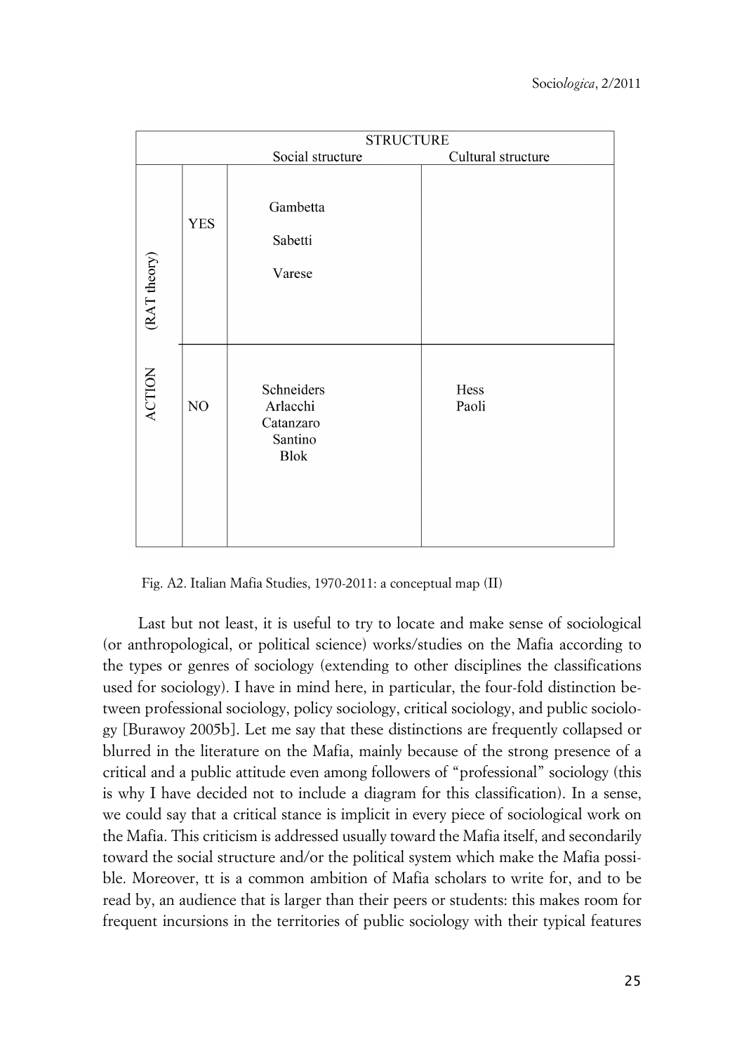| ACTION (RAT theory) | | STRUCTURE | |
|---|---|---|---|
| | | Social structure | Cultural structure |
| | YES | Gambetta<br>Sabetti<br>Varese | |
| | NO | Schneiders<br>Arlacchi<br>Catanzaro<br>Santino<br>Blok | Hess<br>Paoli |

Fig. A2. Italian Mafia Studies, 1970-2011: a conceptual map (II)

Last but not least, it is useful to try to locate and make sense of sociological (or anthropological, or political science) works/studies on the Mafia according to the types or genres of sociology (extending to other disciplines the classifications used for sociology). I have in mind here, in particular, the four-fold distinction between professional sociology, policy sociology, critical sociology, and public sociology [Burawoy 2005b]. Let me say that these distinctions are frequently collapsed or blurred in the literature on the Mafia, mainly because of the strong presence of a critical and a public attitude even among followers of "professional" sociology (this is why I have decided not to include a diagram for this classification). In a sense, we could say that a critical stance is implicit in every piece of sociological work on the Mafia. This criticism is addressed usually toward the Mafia itself, and secondarily toward the social structure and/or the political system which make the Mafia possible. Moreover, tt is a common ambition of Mafia scholars to write for, and to be read by, an audience that is larger than their peers or students: this makes room for frequent incursions in the territories of public sociology with their typical features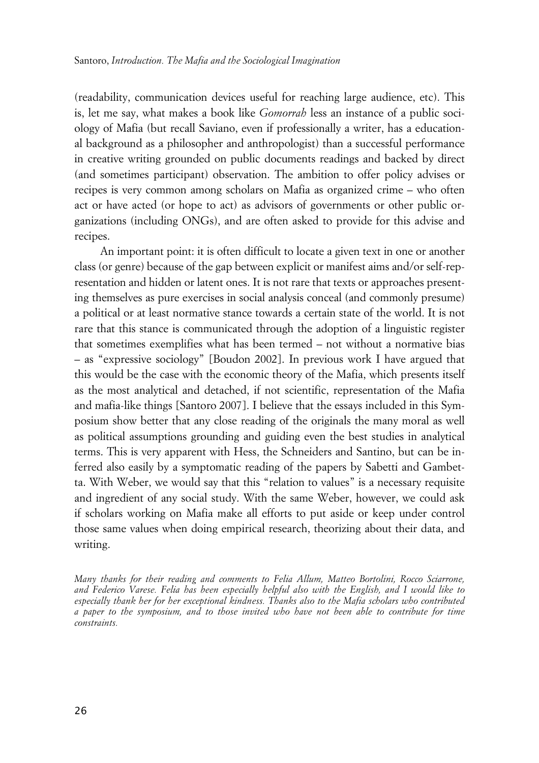(readability, communication devices useful for reaching large audience, etc). This is, let me say, what makes a book like *Gomorrah* less an instance of a public sociology of Mafia (but recall Saviano, even if professionally a writer, has a educational background as a philosopher and anthropologist) than a successful performance in creative writing grounded on public documents readings and backed by direct (and sometimes participant) observation. The ambition to offer policy advises or recipes is very common among scholars on Mafia as organized crime – who often act or have acted (or hope to act) as advisors of governments or other public organizations (including ONGs), and are often asked to provide for this advise and recipes.

An important point: it is often difficult to locate a given text in one or another class (or genre) because of the gap between explicit or manifest aims and/or self-representation and hidden or latent ones. It is not rare that texts or approaches presenting themselves as pure exercises in social analysis conceal (and commonly presume) a political or at least normative stance towards a certain state of the world. It is not rare that this stance is communicated through the adoption of a linguistic register that sometimes exemplifies what has been termed – not without a normative bias – as "expressive sociology" [Boudon 2002]. In previous work I have argued that this would be the case with the economic theory of the Mafia, which presents itself as the most analytical and detached, if not scientific, representation of the Mafia and mafia-like things [Santoro 2007]. I believe that the essays included in this Symposium show better that any close reading of the originals the many moral as well as political assumptions grounding and guiding even the best studies in analytical terms. This is very apparent with Hess, the Schneiders and Santino, but can be inferred also easily by a symptomatic reading of the papers by Sabetti and Gambetta. With Weber, we would say that this "relation to values" is a necessary requisite and ingredient of any social study. With the same Weber, however, we could ask if scholars working on Mafia make all efforts to put aside or keep under control those same values when doing empirical research, theorizing about their data, and writing.

*Many thanks for their reading and comments to Felia Allum, Matteo Bortolini, Rocco Sciarrone, and Federico Varese. Felia has been especially helpful also with the English, and I would like to especially thank her for her exceptional kindness. Thanks also to the Mafia scholars who contributed a paper to the symposium, and to those invited who have not been able to contribute for time constraints.*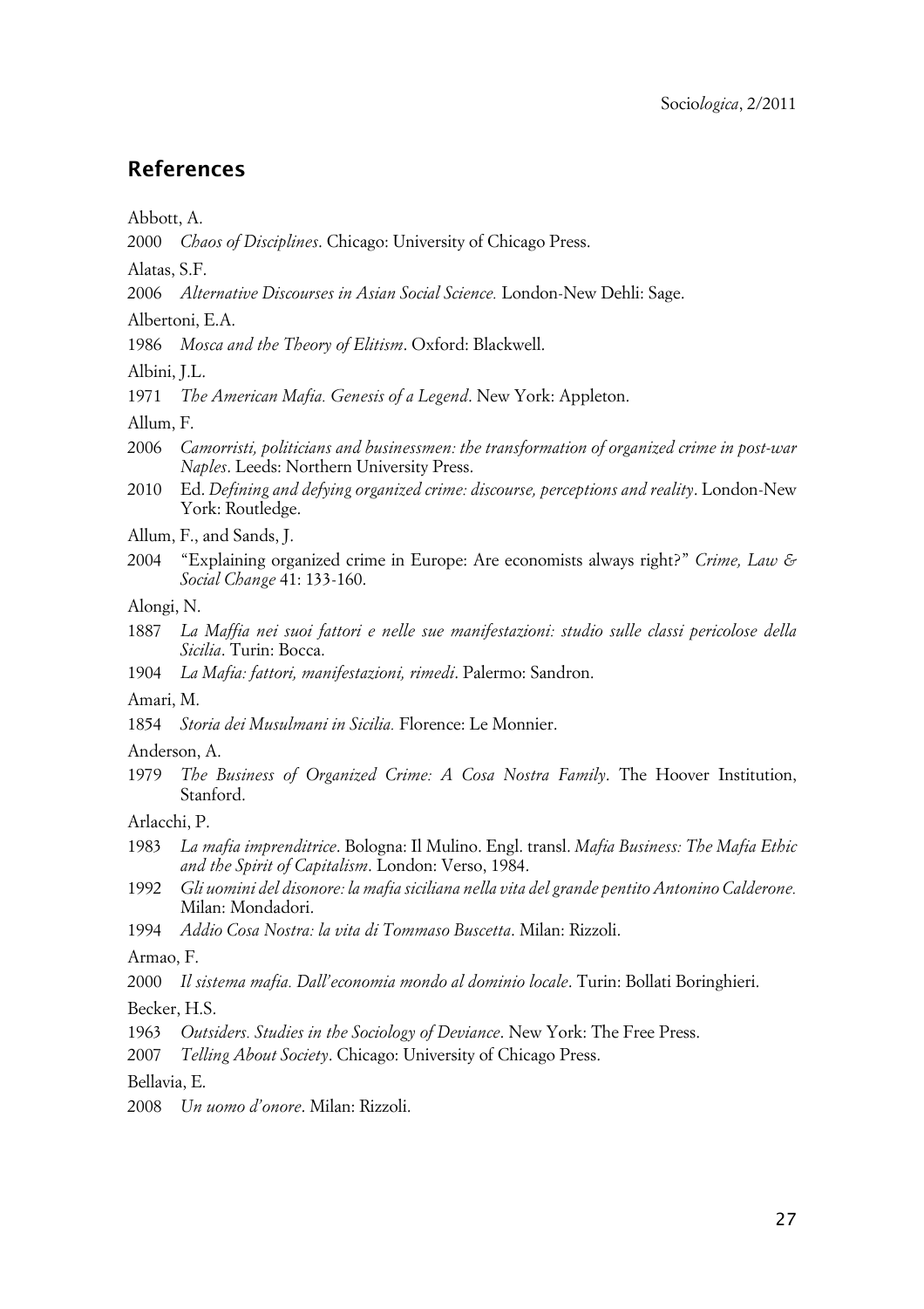## References

Abbott, A.

2000 *Chaos of Disciplines*. Chicago: University of Chicago Press.

Alatas, S.F.

2006 *Alternative Discourses in Asian Social Science.* London-New Dehli: Sage.

Albertoni, E.A.

1986 *Mosca and the Theory of Elitism*. Oxford: Blackwell.

Albini, J.L.

1971 *The American Mafia. Genesis of a Legend*. New York: Appleton.

Allum, F.

2006 *Camorristi, politicians and businessmen: the transformation of organized crime in post-war Naples*. Leeds: Northern University Press.

2010 Ed. *Defining and defying organized crime: discourse, perceptions and reality*. London-New York: Routledge.

Allum, F., and Sands, J.

2004 "Explaining organized crime in Europe: Are economists always right?" *Crime, Law & Social Change* 41: 133-160.

Alongi, N.

1887 *La Maffia nei suoi fattori e nelle sue manifestazioni: studio sulle classi pericolose della Sicilia*. Turin: Bocca.

1904 *La Mafia: fattori, manifestazioni, rimedi*. Palermo: Sandron.

Amari, M.

1854 *Storia dei Musulmani in Sicilia.* Florence: Le Monnier.

Anderson, A.

1979 *The Business of Organized Crime: A Cosa Nostra Family*. The Hoover Institution, Stanford.

Arlacchi, P.

1983 *La mafia imprenditrice*. Bologna: Il Mulino. Engl. transl. *Mafia Business: The Mafia Ethic and the Spirit of Capitalism*. London: Verso, 1984.

1992 *Gli uomini del disonore: la mafia siciliana nella vita del grande pentito Antonino Calderone.* Milan: Mondadori.

1994 *Addio Cosa Nostra: la vita di Tommaso Buscetta*. Milan: Rizzoli.

Armao, F.

2000 *Il sistema mafia. Dall'economia mondo al dominio locale*. Turin: Bollati Boringhieri.

Becker, H.S.

1963 *Outsiders. Studies in the Sociology of Deviance*. New York: The Free Press.

2007 *Telling About Society*. Chicago: University of Chicago Press.

Bellavia, E.

2008 *Un uomo d'onore*. Milan: Rizzoli.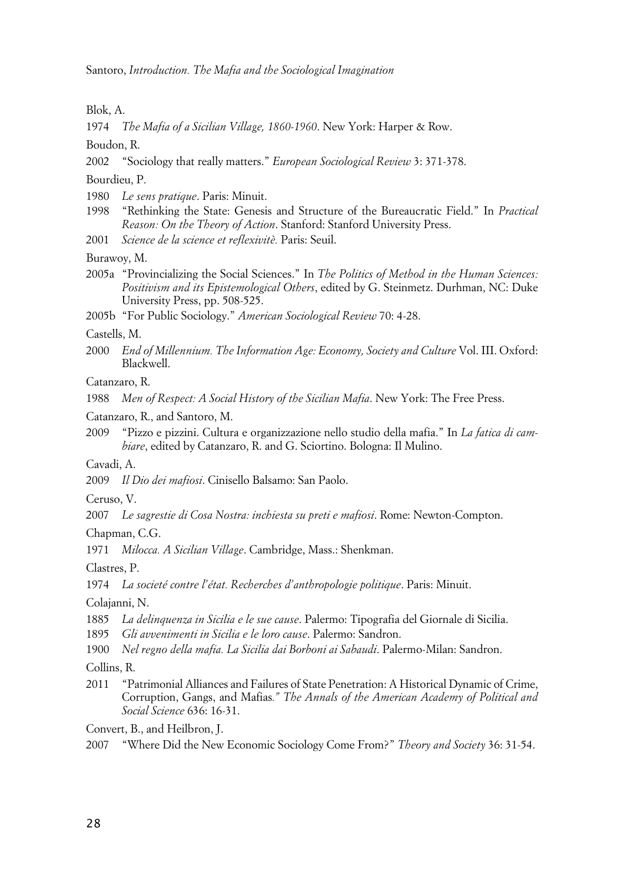Blok, A.

1974 *The Mafia of a Sicilian Village, 1860-1960*. New York: Harper & Row.

Boudon, R.

2002 "Sociology that really matters." *European Sociological Review* 3: 371-378.

Bourdieu, P.

1980 *Le sens pratique*. Paris: Minuit.

1998 "Rethinking the State: Genesis and Structure of the Bureaucratic Field." In *Practical Reason: On the Theory of Action*. Stanford: Stanford University Press.

2001 *Science de la science et reflexivitè.* Paris: Seuil.

Burawoy, M.

2005a "Provincializing the Social Sciences." In *The Politics of Method in the Human Sciences: Positivism and its Epistemological Others*, edited by G. Steinmetz. Durhman, NC: Duke University Press, pp. 508-525.

2005b "For Public Sociology." *American Sociological Review* 70: 4-28.

Castells, M.

2000 *End of Millennium. The Information Age: Economy, Society and Culture* Vol. III. Oxford: Blackwell.

Catanzaro, R.

1988 *Men of Respect: A Social History of the Sicilian Mafia*. New York: The Free Press.

Catanzaro, R., and Santoro, M.

2009 "Pizzo e pizzini. Cultura e organizzazione nello studio della mafia." In *La fatica di cambiare*, edited by Catanzaro, R. and G. Sciortino. Bologna: Il Mulino.

Cavadi, A.

2009 *Il Dio dei mafiosi*. Cinisello Balsamo: San Paolo.

Ceruso, V.

2007 *Le sagrestie di Cosa Nostra: inchiesta su preti e mafiosi*. Rome: Newton-Compton.

Chapman, C.G.

1971 *Milocca. A Sicilian Village*. Cambridge, Mass.: Shenkman.

Clastres, P.

1974 *La societé contre l'état. Recherches d'anthropologie politique*. Paris: Minuit.

Colajanni, N.

1885 *La delinquenza in Sicilia e le sue cause*. Palermo: Tipografia del Giornale di Sicilia.

1895 *Gli avvenimenti in Sicilia e le loro cause*. Palermo: Sandron.

1900 *Nel regno della mafia. La Sicilia dai Borboni ai Sabaudi*. Palermo-Milan: Sandron.

Collins, R.

2011 "Patrimonial Alliances and Failures of State Penetration: A Historical Dynamic of Crime, Corruption, Gangs, and Mafias." *The Annals of the American Academy of Political and Social Science* 636: 16-31.

Convert, B., and Heilbron, J.

2007 "Where Did the New Economic Sociology Come From?" *Theory and Society* 36: 31-54.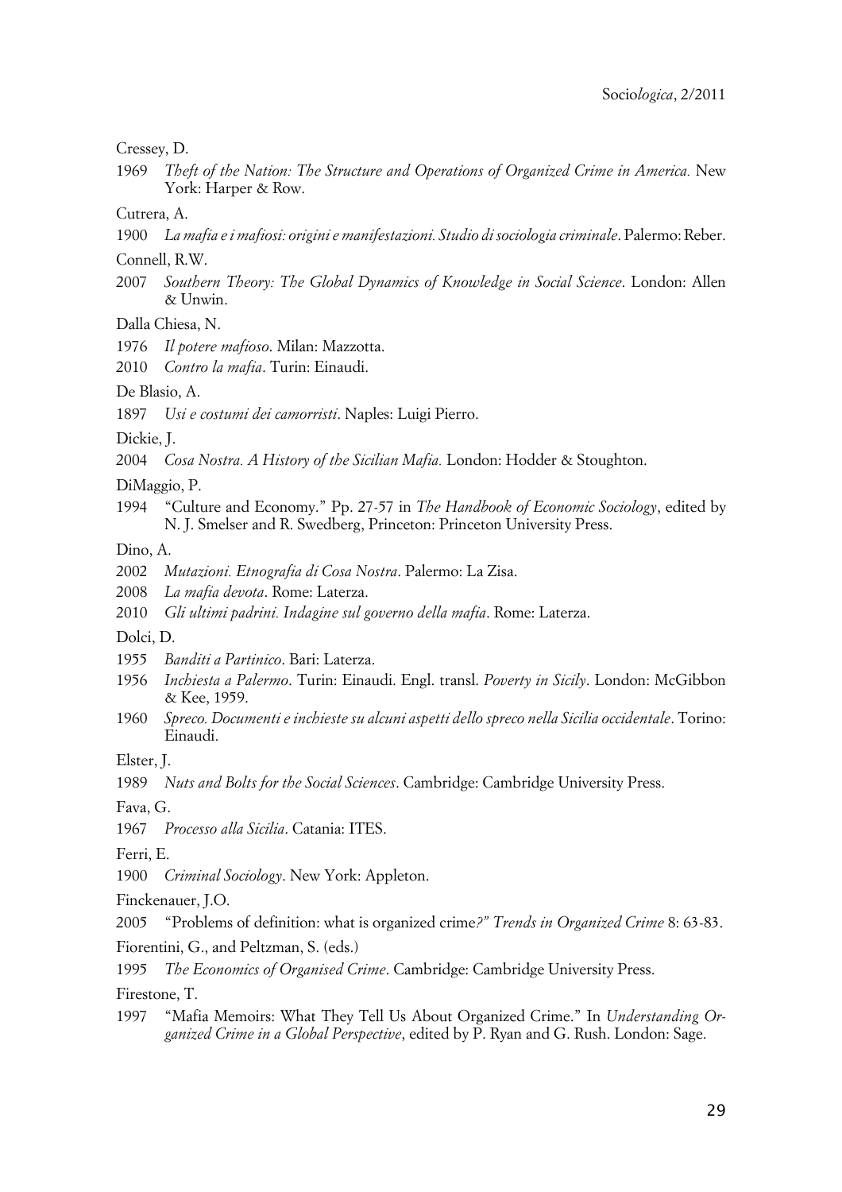Cressey, D.

1969 *Theft of the Nation: The Structure and Operations of Organized Crime in America.* New York: Harper & Row.

Cutrera, A.

1900 *La mafia e i mafiosi: origini e manifestazioni. Studio di sociologia criminale*. Palermo: Reber.

Connell, R.W.

2007 *Southern Theory: The Global Dynamics of Knowledge in Social Science*. London: Allen & Unwin.

Dalla Chiesa, N.

1976 *Il potere mafioso*. Milan: Mazzotta.

2010 *Contro la mafia*. Turin: Einaudi.

De Blasio, A.

1897 *Usi e costumi dei camorristi*. Naples: Luigi Pierro.

Dickie, J.

2004 *Cosa Nostra. A History of the Sicilian Mafia.* London: Hodder & Stoughton.

DiMaggio, P.

1994 "Culture and Economy." Pp. 27-57 in *The Handbook of Economic Sociology*, edited by N. J. Smelser and R. Swedberg, Princeton: Princeton University Press.

Dino, A.

2002 *Mutazioni. Etnografia di Cosa Nostra*. Palermo: La Zisa.

2008 *La mafia devota*. Rome: Laterza.

2010 *Gli ultimi padrini. Indagine sul governo della mafia*. Rome: Laterza.

Dolci, D.

1955 *Banditi a Partinico*. Bari: Laterza.

1956 *Inchiesta a Palermo*. Turin: Einaudi. Engl. transl. *Poverty in Sicily*. London: McGibbon & Kee, 1959.

1960 *Spreco. Documenti e inchieste su alcuni aspetti dello spreco nella Sicilia occidentale*. Torino: Einaudi.

Elster, J.

1989 *Nuts and Bolts for the Social Sciences*. Cambridge: Cambridge University Press.

Fava, G.

1967 *Processo alla Sicilia*. Catania: ITES.

Ferri, E.

1900 *Criminal Sociology*. New York: Appleton.

Finckenauer, J.O.

2005 "Problems of definition: what is organized crime*?" Trends in Organized Crime* 8: 63-83.

Fiorentini, G., and Peltzman, S. (eds.)

1995 *The Economics of Organised Crime*. Cambridge: Cambridge University Press.

Firestone, T.

1997 "Mafia Memoirs: What They Tell Us About Organized Crime." In *Understanding Organized Crime in a Global Perspective*, edited by P. Ryan and G. Rush. London: Sage.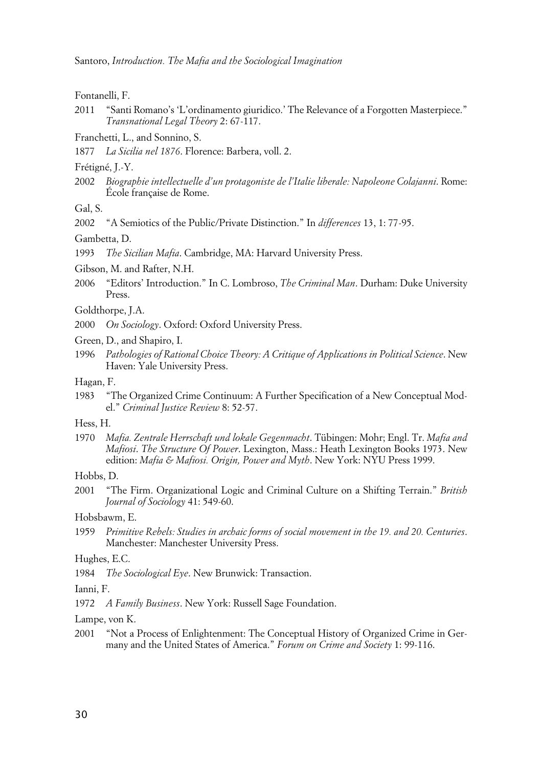Fontanelli, F.

2011 "Santi Romano's 'L'ordinamento giuridico.' The Relevance of a Forgotten Masterpiece." *Transnational Legal Theory* 2: 67-117.

Franchetti, L., and Sonnino, S.

1877 *La Sicilia nel 1876*. Florence: Barbera, voll. 2.

Frétigné, J.-Y.

2002 *Biographie intellectuelle d'un protagoniste de l'Italie liberale: Napoleone Colajanni*. Rome: École française de Rome.

Gal, S.

2002 "A Semiotics of the Public/Private Distinction." In *differences* 13, 1: 77-95.

Gambetta, D.

1993 *The Sicilian Mafia*. Cambridge, MA: Harvard University Press.

Gibson, M. and Rafter, N.H.

2006 "Editors' Introduction." In C. Lombroso, *The Criminal Man*. Durham: Duke University Press.

Goldthorpe, J.A.

2000 *On Sociology*. Oxford: Oxford University Press.

Green, D., and Shapiro, I.

1996 *Pathologies of Rational Choice Theory: A Critique of Applications in Political Science*. New Haven: Yale University Press.

Hagan, F.

1983 "The Organized Crime Continuum: A Further Specification of a New Conceptual Model." *Criminal Justice Review* 8: 52-57.

Hess, H.

1970 *Mafia. Zentrale Herrschaft und lokale Gegenmacht*. Tübingen: Mohr; Engl. Tr. *Mafia and Mafiosi*. *The Structure Of Power*. Lexington, Mass.: Heath Lexington Books 1973. New edition: *Mafia & Mafiosi. Origin, Power and Myth*. New York: NYU Press 1999.

Hobbs, D.

2001 "The Firm. Organizational Logic and Criminal Culture on a Shifting Terrain." *British Journal of Sociology* 41: 549-60.

Hobsbawm, E.

1959 *Primitive Rebels: Studies in archaic forms of social movement in the 19. and 20. Centuries*. Manchester: Manchester University Press.

Hughes, E.C.

1984 *The Sociological Eye*. New Brunwick: Transaction.

Ianni, F.

1972 *A Family Business*. New York: Russell Sage Foundation.

Lampe, von K.

2001 "Not a Process of Enlightenment: The Conceptual History of Organized Crime in Germany and the United States of America." *Forum on Crime and Society* 1: 99-116.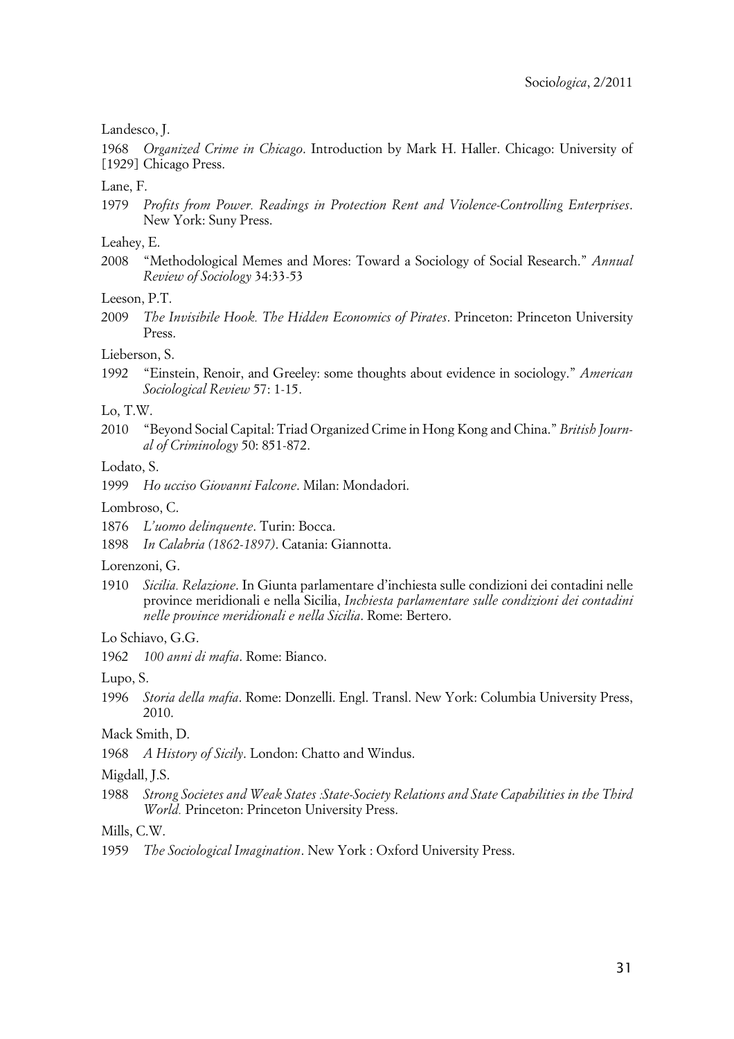Landesco, J.

1968 [1929] *Organized Crime in Chicago*. Introduction by Mark H. Haller. Chicago: University of Chicago Press.

Lane, F.

1979 *Profits from Power. Readings in Protection Rent and Violence-Controlling Enterprises*. New York: Suny Press.

Leahey, E.

2008 "Methodological Memes and Mores: Toward a Sociology of Social Research." *Annual Review of Sociology* 34:33-53

Leeson, P.T.

2009 *The Invisibile Hook. The Hidden Economics of Pirates*. Princeton: Princeton University Press.

Lieberson, S.

1992 "Einstein, Renoir, and Greeley: some thoughts about evidence in sociology." *American Sociological Review* 57: 1-15.

Lo, T.W.

2010 "Beyond Social Capital: Triad Organized Crime in Hong Kong and China." *British Journal of Criminology* 50: 851-872.

Lodato, S.

1999 *Ho ucciso Giovanni Falcone*. Milan: Mondadori.

Lombroso, C.

1876 *L'uomo delinquente*. Turin: Bocca.

1898 *In Calabria (1862-1897)*. Catania: Giannotta.

Lorenzoni, G.

1910 *Sicilia. Relazione*. In Giunta parlamentare d'inchiesta sulle condizioni dei contadini nelle province meridionali e nella Sicilia, *Inchiesta parlamentare sulle condizioni dei contadini nelle province meridionali e nella Sicilia*. Rome: Bertero.

Lo Schiavo, G.G.

1962 *100 anni di mafia*. Rome: Bianco.

Lupo, S.

1996 *Storia della mafia*. Rome: Donzelli. Engl. Transl. New York: Columbia University Press, 2010.

Mack Smith, D.

1968 *A History of Sicily*. London: Chatto and Windus.

Migdall, J.S.

1988 *Strong Societes and Weak States :State-Society Relations and State Capabilities in the Third World.* Princeton: Princeton University Press.

Mills, C.W.

1959 *The Sociological Imagination*. New York : Oxford University Press.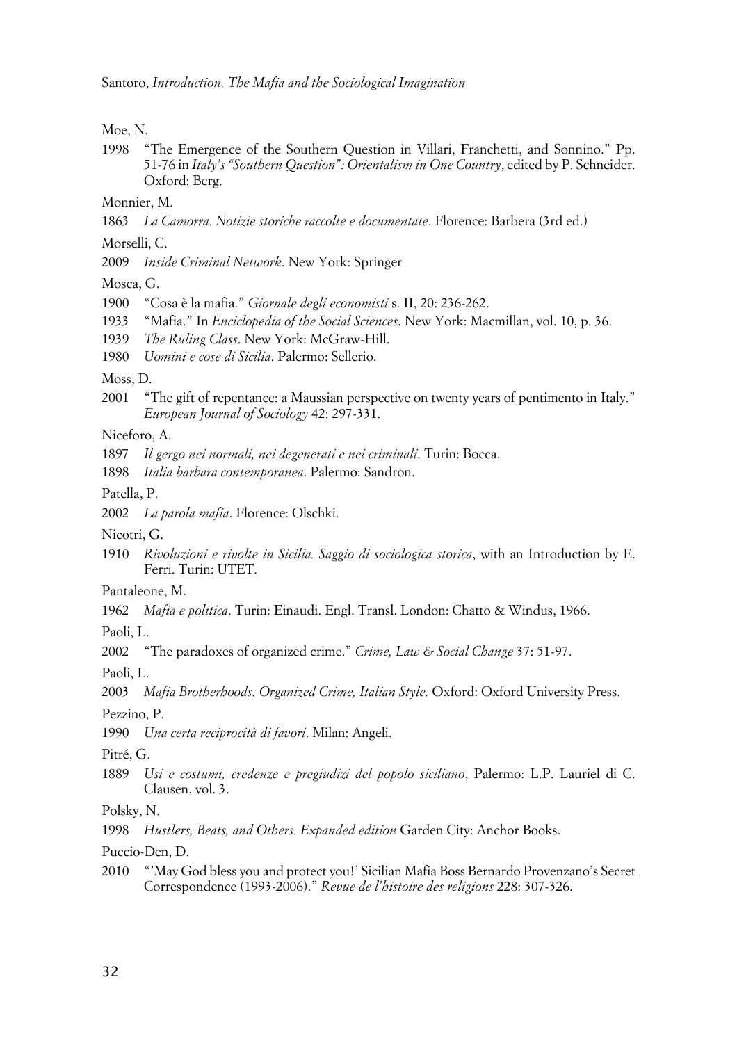Moe, N.

1998 "The Emergence of the Southern Question in Villari, Franchetti, and Sonnino." Pp. 51-76 in *Italy's "Southern Question": Orientalism in One Country*, edited by P. Schneider. Oxford: Berg.

Monnier, M.

1863 *La Camorra. Notizie storiche raccolte e documentate*. Florence: Barbera (3rd ed.)

Morselli, C.

2009 *Inside Criminal Network*. New York: Springer

Mosca, G.

1900 "Cosa è la mafia." *Giornale degli economisti* s. II, 20: 236-262.

1933 "Mafia." In *Enciclopedia of the Social Sciences*. New York: Macmillan, vol. 10, p. 36.

1939 *The Ruling Class*. New York: McGraw-Hill.

1980 *Uomini e cose di Sicilia*. Palermo: Sellerio.

Moss, D.

2001 "The gift of repentance: a Maussian perspective on twenty years of pentimento in Italy." *European Journal of Sociology* 42: 297-331.

Niceforo, A.

1897 *Il gergo nei normali, nei degenerati e nei criminali*. Turin: Bocca.

1898 *Italia barbara contemporanea*. Palermo: Sandron.

Patella, P.

2002 *La parola mafia*. Florence: Olschki.

Nicotri, G.

1910 *Rivoluzioni e rivolte in Sicilia. Saggio di sociologica storica*, with an Introduction by E. Ferri. Turin: UTET.

Pantaleone, M.

1962 *Mafia e politica*. Turin: Einaudi. Engl. Transl. London: Chatto & Windus, 1966.

Paoli, L.

2002 "The paradoxes of organized crime." *Crime, Law & Social Change* 37: 51-97.

Paoli, L.

2003 *Mafia Brotherhoods. Organized Crime, Italian Style.* Oxford: Oxford University Press.

Pezzino, P.

1990 *Una certa reciprocità di favori*. Milan: Angeli.

Pitré, G.

1889 *Usi e costumi, credenze e pregiudizi del popolo siciliano*, Palermo: L.P. Lauriel di C. Clausen, vol. 3.

Polsky, N.

1998 *Hustlers, Beats, and Others. Expanded edition* Garden City: Anchor Books.

Puccio-Den, D.

2010 "'May God bless you and protect you!' Sicilian Mafia Boss Bernardo Provenzano's Secret Correspondence (1993-2006)." *Revue de l'histoire des religions* 228: 307-326.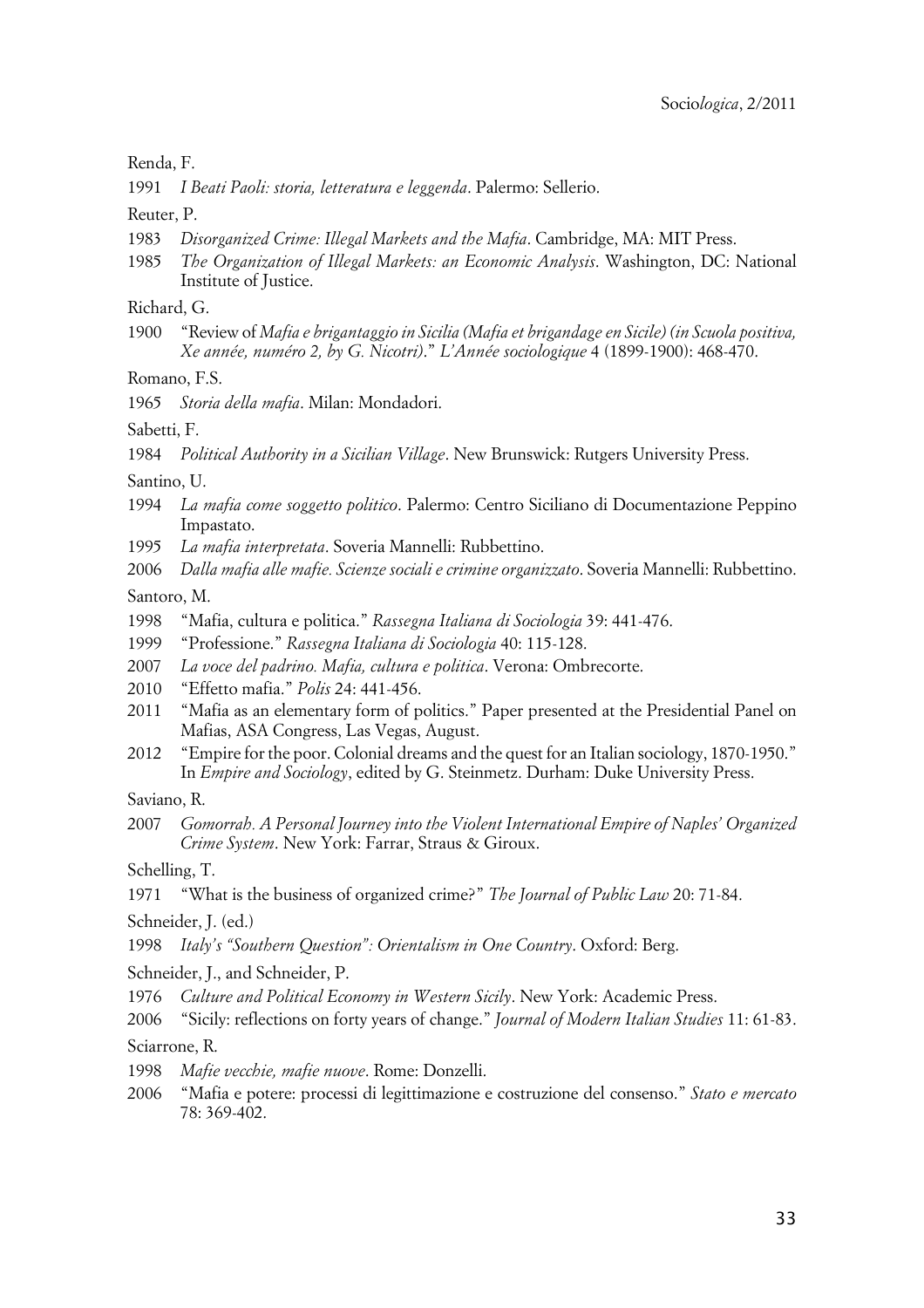Renda, F.

1991 *I Beati Paoli: storia, letteratura e leggenda*. Palermo: Sellerio.

Reuter, P.

1983 *Disorganized Crime: Illegal Markets and the Mafia*. Cambridge, MA: MIT Press.

1985 *The Organization of Illegal Markets: an Economic Analysis*. Washington, DC: National Institute of Justice.

Richard, G.

1900 "Review of *Mafia e brigantaggio in Sicilia (Mafia et brigandage en Sicile) (in Scuola positiva, Xe année, numéro 2, by G. Nicotri)*." *L'Année sociologique* 4 (1899-1900): 468-470.

Romano, F.S.

1965 *Storia della mafia*. Milan: Mondadori.

Sabetti, F.

1984 *Political Authority in a Sicilian Village*. New Brunswick: Rutgers University Press.

Santino, U.

1994 *La mafia come soggetto politico*. Palermo: Centro Siciliano di Documentazione Peppino Impastato.

1995 *La mafia interpretata*. Soveria Mannelli: Rubbettino.

2006 *Dalla mafia alle mafie. Scienze sociali e crimine organizzato*. Soveria Mannelli: Rubbettino.

Santoro, M.

1998 "Mafia, cultura e politica." *Rassegna Italiana di Sociologia* 39: 441-476.

1999 "Professione." *Rassegna Italiana di Sociologia* 40: 115-128.

2007 *La voce del padrino. Mafia, cultura e politica*. Verona: Ombrecorte.

2010 "Effetto mafia." *Polis* 24: 441-456.

2011 "Mafia as an elementary form of politics." Paper presented at the Presidential Panel on Mafias, ASA Congress, Las Vegas, August.

2012 "Empire for the poor. Colonial dreams and the quest for an Italian sociology, 1870-1950." In *Empire and Sociology*, edited by G. Steinmetz. Durham: Duke University Press.

Saviano, R.

2007 *Gomorrah. A Personal Journey into the Violent International Empire of Naples' Organized Crime System*. New York: Farrar, Straus & Giroux.

Schelling, T.

1971 "What is the business of organized crime?" *The Journal of Public Law* 20: 71-84.

Schneider, J. (ed.)

1998 *Italy's "Southern Question": Orientalism in One Country*. Oxford: Berg.

Schneider, J., and Schneider, P.

1976 *Culture and Political Economy in Western Sicily*. New York: Academic Press.

2006 "Sicily: reflections on forty years of change." *Journal of Modern Italian Studies* 11: 61-83.

Sciarrone, R.

1998 *Mafie vecchie, mafie nuove*. Rome: Donzelli.

2006 "Mafia e potere: processi di legittimazione e costruzione del consenso." *Stato e mercato* 78: 369-402.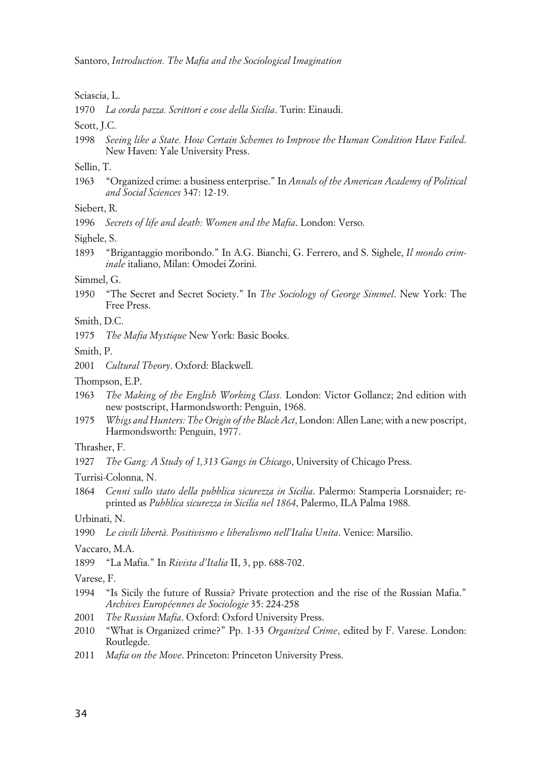Sciascia, L.

1970 *La corda pazza. Scrittori e cose della Sicilia*. Turin: Einaudi.

Scott, J.C.

1998 *Seeing like a State. How Certain Schemes to Improve the Human Condition Have Failed*. New Haven: Yale University Press.

Sellin, T.

1963 "Organized crime: a business enterprise." In *Annals of the American Academy of Political and Social Sciences* 347: 12-19.

Siebert, R.

1996 *Secrets of life and death: Women and the Mafia*. London: Verso.

Sighele, S.

1893 "Brigantaggio moribondo." In A.G. Bianchi, G. Ferrero, and S. Sighele, *Il mondo criminale* italiano, Milan: Omodei Zorini.

Simmel, G.

1950 "The Secret and Secret Society." In *The Sociology of George Simmel*. New York: The Free Press.

Smith, D.C.

1975 *The Mafia Mystique* New York: Basic Books.

Smith, P.

2001 *Cultural Theory*. Oxford: Blackwell.

Thompson, E.P.

1963 *The Making of the English Working Class.* London: Victor Gollancz; 2nd edition with new postscript, Harmondsworth: Penguin, 1968.

1975 *Whigs and Hunters: The Origin of the Black Act*, London: Allen Lane; with a new poscript, Harmondsworth: Penguin, 1977.

Thrasher, F.

1927 *The Gang: A Study of 1,313 Gangs in Chicago*, University of Chicago Press.

Turrisi-Colonna, N.

1864 *Cenni sullo stato della pubblica sicurezza in Sicilia*. Palermo: Stamperia Lorsnaider; reprinted as *Pubblica sicurezza in Sicilia nel 1864*, Palermo, ILA Palma 1988.

Urbinati, N.

1990 *Le civili libertà. Positivismo e liberalismo nell'Italia Unita*. Venice: Marsilio.

Vaccaro, M.A.

1899 "La Mafia." In *Rivista d'Italia* II, 3, pp. 688-702.

Varese, F.

1994 "Is Sicily the future of Russia? Private protection and the rise of the Russian Mafia." *Archives Européennes de Sociologie* 35: 224-258

2001 *The Russian Mafia*. Oxford: Oxford University Press.

2010 "What is Organized crime?" Pp. 1-33 *Organized Crime*, edited by F. Varese. London: Routlegde.

2011 *Mafia on the Move*. Princeton: Princeton University Press.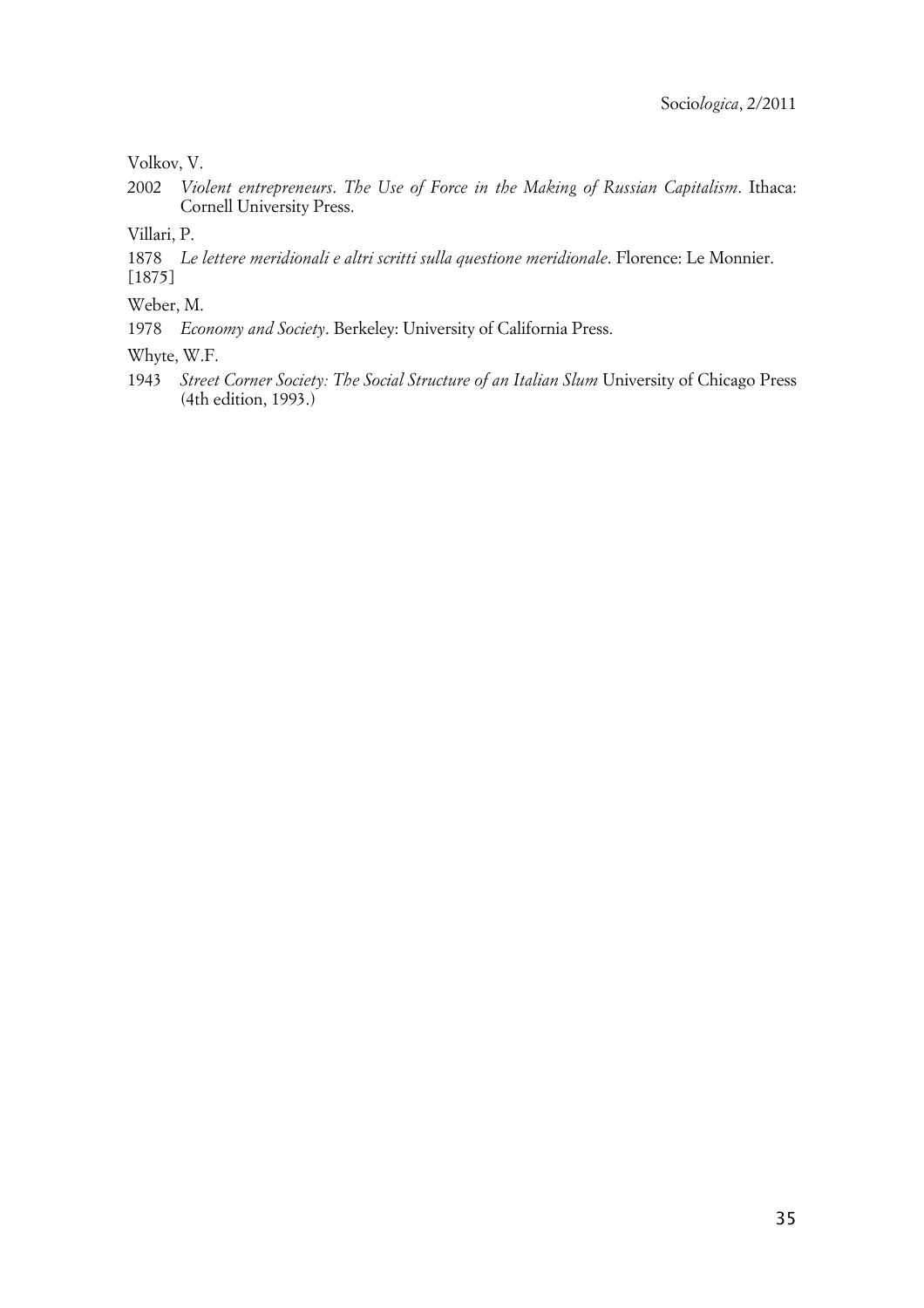Volkov, V.

2002 *Violent entrepreneurs. The Use of Force in the Making of Russian Capitalism*. Ithaca: Cornell University Press.

Villari, P.

1878 *Le lettere meridionali e altri scritti sulla questione meridionale*. Florence: Le Monnier. [1875]

Weber, M.

1978 *Economy and Society*. Berkeley: University of California Press.

Whyte, W.F.

1943 *Street Corner Society: The Social Structure of an Italian Slum* University of Chicago Press (4th edition, 1993.)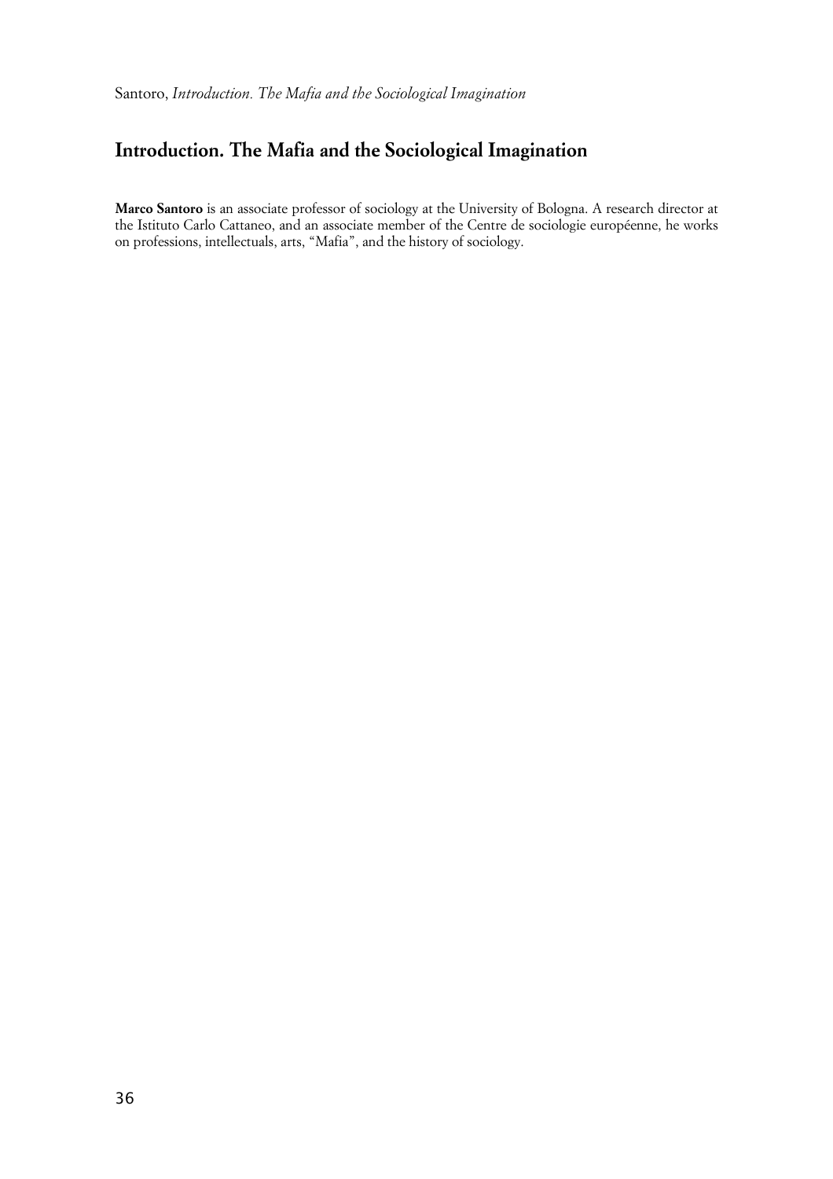## Introduction. The Mafia and the Sociological Imagination

**Marco Santoro** is an associate professor of sociology at the University of Bologna. A research director at the Istituto Carlo Cattaneo, and an associate member of the Centre de sociologie européenne, he works on professions, intellectuals, arts, "Mafia", and the history of sociology.